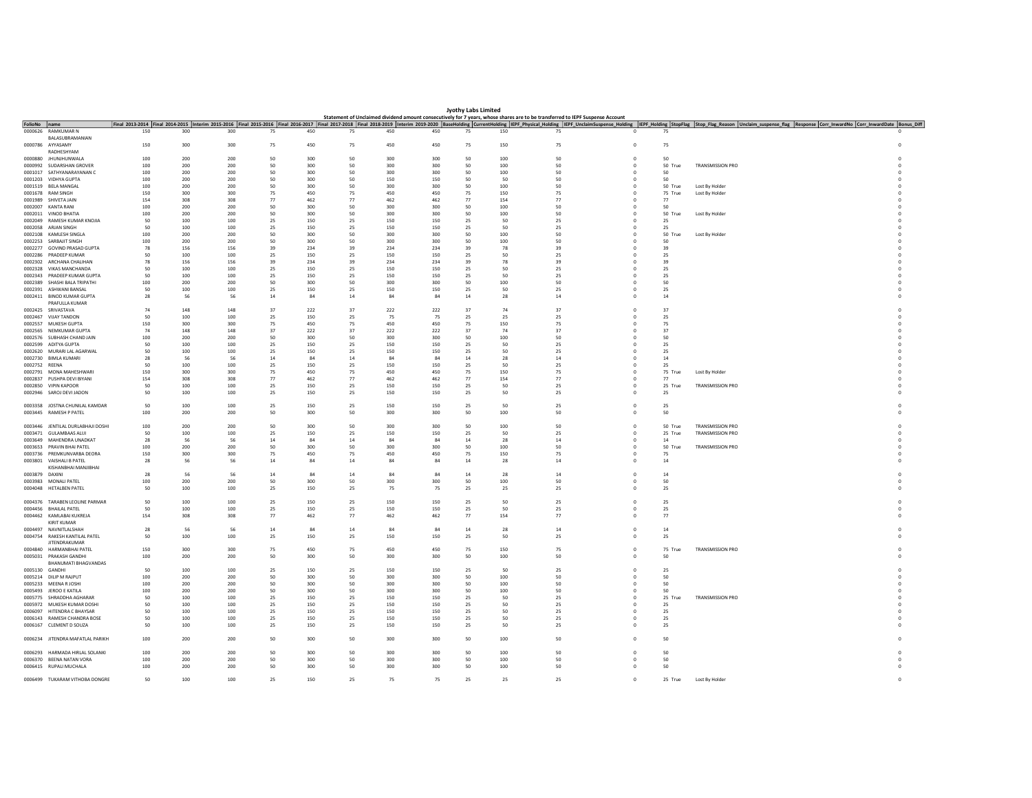# Jyothy Labs Limited

## Statement of Unclaimed dividend amount consecutively for 7 years, whose shares are to be transferred to IEPF Suspense Account

| FolioNo | name | Final 2013-2014 | Final 2014-2015 | Interim 2015-2016 | Final 2015-2016 | Final 2016-2017 | Final 2017-2018 | Final 2018-2019 | Interim 2019-2020 | BaseHolding | CurrentHolding | IEPF_Physical_Holding | IEPF_UnclaimSuspense_Holding | IEPF_Holding | StopFlag | Stop_Flag_Reason | Unclaim_suspense_flag | Response | Corr_InwardNo | Corr_InwardDate | Bonus_Diff |
|---|---|---|---|---|---|---|---|---|---|---|---|---|---|---|---|---|---|---|---|---|---|
| 0000626 | RAMKUMAR N BALASUBRAMANIAN | 150 | 300 | 300 | 75 | 450 | 75 | 450 | 450 | 75 | 150 | 75 | 0 | 75 | | | | | | | 0 |
| 0000786 | AYYASAMY RADHESHYAM | 150 | 300 | 300 | 75 | 450 | 75 | 450 | 450 | 75 | 150 | 75 | 0 | 75 | | | | | | | 0 |
| 0000880 | JHUNJHUNWALA | 100 | 200 | 200 | 50 | 300 | 50 | 300 | 300 | 50 | 100 | 50 | 0 | 50 | | | | | | | 0 |
| 0000992 | SUDARSHAN GROVER | 100 | 200 | 200 | 50 | 300 | 50 | 300 | 300 | 50 | 100 | 50 | 0 | 50 | True | TRANSMISSION PRO | | | | | 0 |
| 0001017 | SATHYANARAYANAN C | 100 | 200 | 200 | 50 | 300 | 50 | 300 | 300 | 50 | 100 | 50 | 0 | 50 | | | | | | | 0 |
| 0001203 | VIDHYA GUPTA | 100 | 200 | 200 | 50 | 300 | 50 | 150 | 150 | 50 | 50 | 50 | 0 | 50 | | | | | | | 0 |
| 0001519 | BELA MANGAL | 100 | 200 | 200 | 50 | 300 | 50 | 300 | 300 | 50 | 100 | 50 | 0 | 50 | True | Lost By Holder | | | | | 0 |
| 0001678 | RAM SINGH | 150 | 300 | 300 | 75 | 450 | 75 | 450 | 450 | 75 | 150 | 75 | 0 | 75 | True | Lost By Holder | | | | | 0 |
| 0001989 | SHIVETA JAIN | 154 | 308 | 308 | 77 | 462 | 77 | 462 | 462 | 77 | 154 | 77 | 0 | 77 | | | | | | | 0 |
| 0002007 | KANTA RANI | 100 | 200 | 200 | 50 | 300 | 50 | 300 | 300 | 50 | 100 | 50 | 0 | 50 | | | | | | | 0 |
| 0002011 | VINOD BHATIA | 100 | 200 | 200 | 50 | 300 | 50 | 300 | 300 | 50 | 100 | 50 | 0 | 50 | True | Lost By Holder | | | | | 0 |
| 0002049 | RAMESH KUMAR KNOJIA | 50 | 100 | 100 | 25 | 150 | 25 | 150 | 150 | 25 | 50 | 25 | 0 | 25 | | | | | | | 0 |
| 0002058 | ARJAN SINGH | 50 | 100 | 100 | 25 | 150 | 25 | 150 | 150 | 25 | 50 | 25 | 0 | 25 | | | | | | | 0 |
| 0002108 | KAMLESH SINGLA | 100 | 200 | 200 | 50 | 300 | 50 | 300 | 300 | 50 | 100 | 50 | 0 | 50 | True | Lost By Holder | | | | | 0 |
| 0002253 | SARBAJIT SINGH | 100 | 200 | 200 | 50 | 300 | 50 | 300 | 300 | 50 | 100 | 50 | 0 | 50 | | | | | | | 0 |
| 0002277 | GOVIND PRASAD GUPTA | 78 | 156 | 156 | 39 | 234 | 39 | 234 | 234 | 39 | 78 | 39 | 0 | 39 | | | | | | | 0 |
| 0002286 | PRADEEP KUMAR | 50 | 100 | 100 | 25 | 150 | 25 | 150 | 150 | 25 | 50 | 25 | 0 | 25 | | | | | | | 0 |
| 0002302 | ARCHANA CHAUHAN | 78 | 156 | 156 | 39 | 234 | 39 | 234 | 234 | 39 | 78 | 39 | 0 | 39 | | | | | | | 0 |
| 0002328 | VIKAS MANCHANDA | 50 | 100 | 100 | 25 | 150 | 25 | 150 | 150 | 25 | 50 | 25 | 0 | 25 | | | | | | | 0 |
| 0002343 | PRADEEP KUMAR GUPTA | 50 | 100 | 100 | 25 | 150 | 25 | 150 | 150 | 25 | 50 | 25 | 0 | 25 | | | | | | | 0 |
| 0002389 | SHASHI BALA TRIPATHI | 100 | 200 | 200 | 50 | 300 | 50 | 300 | 300 | 50 | 100 | 50 | 0 | 50 | | | | | | | 0 |
| 0002391 | ASHWANI BANSAL | 50 | 100 | 100 | 25 | 150 | 25 | 150 | 150 | 25 | 50 | 25 | 0 | 25 | | | | | | | 0 |
| 0002411 | BINOD KUMAR GUPTA | 28 | 56 | 56 | 14 | 84 | 14 | 84 | 84 | 14 | 28 | 14 | 0 | 14 | | | | | | | 0 |
| 0002425 | PRAFULLA KUMAR SRIVASTAVA | 74 | 148 | 148 | 37 | 222 | 37 | 222 | 222 | 37 | 74 | 37 | 0 | 37 | | | | | | | 0 |
| 0002467 | VIJAY TANDON | 50 | 100 | 100 | 25 | 150 | 25 | 75 | 75 | 25 | 25 | 25 | 0 | 25 | | | | | | | 0 |
| 0002557 | MUKESH GUPTA | 150 | 300 | 300 | 75 | 450 | 75 | 450 | 450 | 75 | 150 | 75 | 0 | 75 | | | | | | | 0 |
| 0002565 | NEMKUMAR GUPTA | 74 | 148 | 148 | 37 | 222 | 37 | 222 | 222 | 37 | 74 | 37 | 0 | 37 | | | | | | | 0 |
| 0002576 | SUBHASH CHAND JAIN | 100 | 200 | 200 | 50 | 300 | 50 | 300 | 300 | 50 | 100 | 50 | 0 | 50 | | | | | | | 0 |
| 0002599 | ADITYA GUPTA | 50 | 100 | 100 | 25 | 150 | 25 | 150 | 150 | 25 | 50 | 25 | 0 | 25 | | | | | | | 0 |
| 0002620 | MURARI LAL AGARWAL | 50 | 100 | 100 | 25 | 150 | 25 | 150 | 150 | 25 | 50 | 25 | 0 | 25 | | | | | | | 0 |
| 0002730 | BIMLA KUMARI | 28 | 56 | 56 | 14 | 84 | 14 | 84 | 84 | 14 | 28 | 14 | 0 | 14 | | | | | | | 0 |
| 0002752 | REENA | 50 | 100 | 100 | 25 | 150 | 25 | 150 | 150 | 25 | 50 | 25 | 0 | 25 | | | | | | | 0 |
| 0002791 | MONA MAHESHWARI | 150 | 300 | 300 | 75 | 450 | 75 | 450 | 450 | 75 | 150 | 75 | 0 | 75 | True | Lost By Holder | | | | | 0 |
| 0002837 | PUSHPA DEVI BIYANI | 154 | 308 | 308 | 77 | 462 | 77 | 462 | 462 | 77 | 154 | 77 | 0 | 77 | | | | | | | 0 |
| 0002850 | VIPIN KAPOOR | 50 | 100 | 100 | 25 | 150 | 25 | 150 | 150 | 25 | 50 | 25 | 0 | 25 | True | TRANSMISSION PRO | | | | | 0 |
| 0002946 | SAROJ DEVI JADON | 50 | 100 | 100 | 25 | 150 | 25 | 150 | 150 | 25 | 50 | 25 | 0 | 25 | | | | | | | 0 |
| 0003358 | JOSTNA CHUNILAL KAMDAR | 50 | 100 | 100 | 25 | 150 | 25 | 150 | 150 | 25 | 50 | 25 | 0 | 25 | | | | | | | 0 |
| 0003445 | RAMESH P PATEL | 100 | 200 | 200 | 50 | 300 | 50 | 300 | 300 | 50 | 100 | 50 | 0 | 50 | | | | | | | 0 |
| 0003446 | JENTILAL DURLABHAJI DOSHI | 100 | 200 | 200 | 50 | 300 | 50 | 300 | 300 | 50 | 100 | 50 | 0 | 50 | True | TRANSMISSION PRO | | | | | 0 |
| 0003471 | GULAMBAAS ALLIJ | 50 | 100 | 100 | 25 | 150 | 25 | 150 | 150 | 25 | 50 | 25 | 0 | 25 | True | TRANSMISSION PRO | | | | | 0 |
| 0003649 | MAHENDRA UNADKAT | 28 | 56 | 56 | 14 | 84 | 14 | 84 | 84 | 14 | 28 | 14 | 0 | 14 | | | | | | | 0 |
| 0003653 | PRAVIN BHAI PATEL | 100 | 200 | 200 | 50 | 300 | 50 | 300 | 300 | 50 | 100 | 50 | 0 | 50 | True | TRANSMISSION PRO | | | | | 0 |
| 0003736 | PREMKUNVARBA DEORA | 150 | 300 | 300 | 75 | 450 | 75 | 450 | 450 | 75 | 150 | 75 | 0 | 75 | | | | | | | 0 |
| 0003801 | VAISHALI B PATEL | 28 | 56 | 56 | 14 | 84 | 14 | 84 | 84 | 14 | 28 | 14 | 0 | 14 | | | | | | | 0 |
| 0003879 | KISHANBHAI MANJIBHAI DAXINI | 28 | 56 | 56 | 14 | 84 | 14 | 84 | 84 | 14 | 28 | 14 | 0 | 14 | | | | | | | 0 |
| 0003983 | MONALI PATEL | 100 | 200 | 200 | 50 | 300 | 50 | 300 | 300 | 50 | 100 | 50 | 0 | 50 | | | | | | | 0 |
| 0004048 | HETALBEN PATEL | 50 | 100 | 100 | 25 | 150 | 25 | 75 | 75 | 25 | 25 | 25 | 0 | 25 | | | | | | | 0 |
| 0004376 | TARABEN LEOLINE PARMAR | 50 | 100 | 100 | 25 | 150 | 25 | 150 | 150 | 25 | 50 | 25 | 0 | 25 | | | | | | | 0 |
| 0004456 | BHAILAL PATEL | 50 | 100 | 100 | 25 | 150 | 25 | 150 | 150 | 25 | 50 | 25 | 0 | 25 | | | | | | | 0 |
| 0004462 | KAMLABAI KUKREJA | 154 | 308 | 308 | 77 | 462 | 77 | 462 | 462 | 77 | 154 | 77 | 0 | 77 | | | | | | | 0 |
| 0004497 | KIRIT KUMAR NAVNITLALSHAH | 28 | 56 | 56 | 14 | 84 | 14 | 84 | 84 | 14 | 28 | 14 | 0 | 14 | | | | | | | 0 |
| 0004754 | RAKESH KANTILAL PATEL | 50 | 100 | 100 | 25 | 150 | 25 | 150 | 150 | 25 | 50 | 25 | 0 | 25 | | | | | | | 0 |
| 0004840 | JITENDRAKUMAR HARMANBHAI PATEL | 150 | 300 | 300 | 75 | 450 | 75 | 450 | 450 | 75 | 150 | 75 | 0 | 75 | True | TRANSMISSION PRO | | | | | 0 |
| 0005031 | PRAKASH GANDHI | 100 | 200 | 200 | 50 | 300 | 50 | 300 | 300 | 50 | 100 | 50 | 0 | 50 | | | | | | | 0 |
| 0005130 | BHANUMATI BHAGVANDAS GANDHI | 50 | 100 | 100 | 25 | 150 | 25 | 150 | 150 | 25 | 50 | 25 | 0 | 25 | | | | | | | 0 |
| 0005214 | DILIP M RAJPUT | 100 | 200 | 200 | 50 | 300 | 50 | 300 | 300 | 50 | 100 | 50 | 0 | 50 | | | | | | | 0 |
| 0005233 | MEENA R JOSHI | 100 | 200 | 200 | 50 | 300 | 50 | 300 | 300 | 50 | 100 | 50 | 0 | 50 | | | | | | | 0 |
| 0005493 | JEROO E KATILA | 100 | 200 | 200 | 50 | 300 | 50 | 300 | 300 | 50 | 100 | 50 | 0 | 50 | | | | | | | 0 |
| 0005775 | SHRADDHA AGHARAR | 50 | 100 | 100 | 25 | 150 | 25 | 150 | 150 | 25 | 50 | 25 | 0 | 25 | True | TRANSMISSION PRO | | | | | 0 |
| 0005972 | MUKESH KUMAR DOSHI | 50 | 100 | 100 | 25 | 150 | 25 | 150 | 150 | 25 | 50 | 25 | 0 | 25 | | | | | | | 0 |
| 0006097 | HITENDRA C BHAYSAR | 50 | 100 | 100 | 25 | 150 | 25 | 150 | 150 | 25 | 50 | 25 | 0 | 25 | | | | | | | 0 |
| 0006143 | RAMESH CHANDRA BOSE | 50 | 100 | 100 | 25 | 150 | 25 | 150 | 150 | 25 | 50 | 25 | 0 | 25 | | | | | | | 0 |
| 0006167 | CLEMENT D SOUZA | 50 | 100 | 100 | 25 | 150 | 25 | 150 | 150 | 25 | 50 | 25 | 0 | 25 | | | | | | | 0 |
| 0006234 | JITENDRA MAFATLAL PARIKH | 100 | 200 | 200 | 50 | 300 | 50 | 300 | 300 | 50 | 100 | 50 | 0 | 50 | | | | | | | 0 |
| 0006293 | HARMADA HIRLAL SOLANKI | 100 | 200 | 200 | 50 | 300 | 50 | 300 | 300 | 50 | 100 | 50 | 0 | 50 | | | | | | | 0 |
| 0006370 | BEENA NATAN VORA | 100 | 200 | 200 | 50 | 300 | 50 | 300 | 300 | 50 | 100 | 50 | 0 | 50 | | | | | | | 0 |
| 0006415 | RUPALI MUCHALA | 100 | 200 | 200 | 50 | 300 | 50 | 300 | 300 | 50 | 100 | 50 | 0 | 50 | | | | | | | 0 |
| 0006499 | TUKARAM VITHOBA DONGRE | 50 | 100 | 100 | 25 | 150 | 25 | 75 | 75 | 25 | 25 | 25 | 0 | 25 | True | Lost By Holder | | | | | 0 |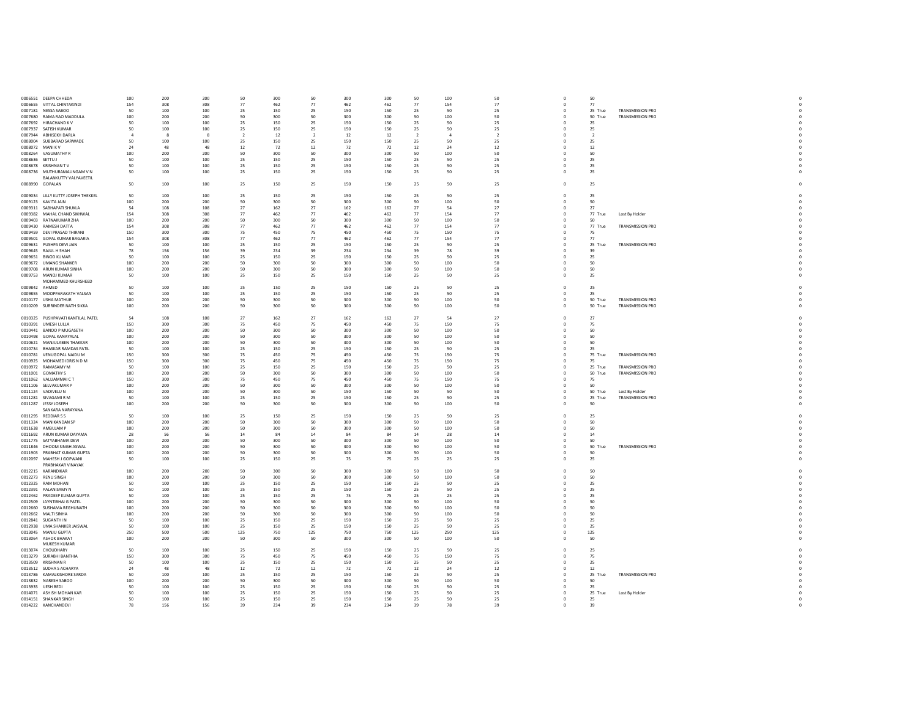| | | | | | | | | | | | | | | | | | |
|---|---|---|---|---|---|---|---|---|---|---|---|---|---|---|---|---|---|
| 0006551 | DEEPA CHHEDA | 100 | 200 | 200 | 50 | 300 | 50 | 300 | 300 | 50 | 100 | 50 | 0 | 50 | | | 0 |
| 0006655 | VITTAL CHINTAKINDI | 154 | 308 | 308 | 77 | 462 | 77 | 462 | 462 | 77 | 154 | 77 | 0 | 77 | | | 0 |
| 0007181 | NESSA SABOO | 50 | 100 | 100 | 25 | 150 | 25 | 150 | 150 | 25 | 50 | 25 | 0 | 25 | True | TRANSMISSION PRO | 0 |
| 0007680 | RAMA RAO MADDULA | 100 | 200 | 200 | 50 | 300 | 50 | 300 | 300 | 50 | 100 | 50 | 0 | 50 | True | TRANSMISSION PRO | 0 |
| 0007692 | HIRACHAND K V | 50 | 100 | 100 | 25 | 150 | 25 | 150 | 150 | 25 | 50 | 25 | 0 | 25 | | | 0 |
| 0007937 | SATISH KUMAR | 50 | 100 | 100 | 25 | 150 | 25 | 150 | 150 | 25 | 50 | 25 | 0 | 25 | | | 0 |
| 0007944 | ABHISEKH DARLA | 4 | 8 | 8 | 2 | 12 | 2 | 12 | 12 | 2 | 4 | 2 | 0 | 2 | | | 0 |
| 0008004 | SUBBARAO SARWADE | 50 | 100 | 100 | 25 | 150 | 25 | 150 | 150 | 25 | 50 | 25 | 0 | 25 | | | 0 |
| 0008072 | MANI K V | 24 | 48 | 48 | 12 | 72 | 12 | 72 | 72 | 12 | 24 | 12 | 0 | 12 | | | 0 |
| 0008264 | VASUMATHY R | 100 | 200 | 200 | 50 | 300 | 50 | 300 | 300 | 50 | 100 | 50 | 0 | 50 | | | 0 |
| 0008636 | SETTU J | 50 | 100 | 100 | 25 | 150 | 25 | 150 | 150 | 25 | 50 | 25 | 0 | 25 | | | 0 |
| 0008678 | KRISHNAN T V | 50 | 100 | 100 | 25 | 150 | 25 | 150 | 150 | 25 | 50 | 25 | 0 | 25 | | | 0 |
| 0008736 | MUTHURAMALINGAM V N | 50 | 100 | 100 | 25 | 150 | 25 | 150 | 150 | 25 | 50 | 25 | 0 | 25 | | | 0 |
| 0008990 | BALANKUTTY VALYAVEETIL GOPALAN | 50 | 100 | 100 | 25 | 150 | 25 | 150 | 150 | 25 | 50 | 25 | 0 | 25 | | | 0 |
| 0009034 | LILLY KUTTY JOSEPH THEKKEL | 50 | 100 | 100 | 25 | 150 | 25 | 150 | 150 | 25 | 50 | 25 | 0 | 25 | | | 0 |
| 0009123 | KAVITA JAIN | 100 | 200 | 200 | 50 | 300 | 50 | 300 | 300 | 50 | 100 | 50 | 0 | 50 | | | 0 |
| 0009311 | SABHAPATI SHUKLA | 54 | 108 | 108 | 27 | 162 | 27 | 162 | 162 | 27 | 54 | 27 | 0 | 27 | | | 0 |
| 0009382 | MAHAL CHAND SIKHWAL | 154 | 308 | 308 | 77 | 462 | 77 | 462 | 462 | 77 | 154 | 77 | 0 | 77 | True | Lost By Holder | 0 |
| 0009403 | RATNAKUMAR ZHA | 100 | 200 | 200 | 50 | 300 | 50 | 300 | 300 | 50 | 100 | 50 | 0 | 50 | | | 0 |
| 0009430 | RAMESH DATTA | 154 | 308 | 308 | 77 | 462 | 77 | 462 | 462 | 77 | 154 | 77 | 0 | 77 | True | TRANSMISSION PRO | 0 |
| 0009459 | DEVI PRASAD THIRANI | 150 | 300 | 300 | 75 | 450 | 75 | 450 | 450 | 75 | 150 | 75 | 0 | 75 | | | 0 |
| 0009501 | GOPAL KUMAR BAGARIA | 154 | 308 | 308 | 77 | 462 | 77 | 462 | 462 | 77 | 154 | 77 | 0 | 77 | | | 0 |
| 0009631 | PUSHPA DEVI JAIN | 50 | 100 | 100 | 25 | 150 | 25 | 150 | 150 | 25 | 50 | 25 | 0 | 25 | True | TRANSMISSION PRO | 0 |
| 0009645 | RAJUL H SHAH | 78 | 156 | 156 | 39 | 234 | 39 | 234 | 234 | 39 | 78 | 39 | 0 | 39 | | | 0 |
| 0009651 | BINOD KUMAR | 50 | 100 | 100 | 25 | 150 | 25 | 150 | 150 | 25 | 50 | 25 | 0 | 25 | | | 0 |
| 0009672 | UMANG SHANKER | 100 | 200 | 200 | 50 | 300 | 50 | 300 | 300 | 50 | 100 | 50 | 0 | 50 | | | 0 |
| 0009708 | ARUN KUMAR SINHA | 100 | 200 | 200 | 50 | 300 | 50 | 300 | 300 | 50 | 100 | 50 | 0 | 50 | | | 0 |
| 0009753 | MANOJ KUMAR | 50 | 100 | 100 | 25 | 150 | 25 | 150 | 150 | 25 | 50 | 25 | 0 | 25 | | | 0 |
| 0009842 | MOHAMMED KHURSHEED AHMED | 50 | 100 | 100 | 25 | 150 | 25 | 150 | 150 | 25 | 50 | 25 | 0 | 25 | | | 0 |
| 0009855 | MOOPPARAKATH VALSAN | 50 | 100 | 100 | 25 | 150 | 25 | 150 | 150 | 25 | 50 | 25 | 0 | 25 | | | 0 |
| 0010177 | USHA MATHUR | 100 | 200 | 200 | 50 | 300 | 50 | 300 | 300 | 50 | 100 | 50 | 0 | 50 | True | TRANSMISSION PRO | 0 |
| 0010209 | SURRINDER NATH SIKKA | 100 | 200 | 200 | 50 | 300 | 50 | 300 | 300 | 50 | 100 | 50 | 0 | 50 | True | TRANSMISSION PRO | 0 |
| 0010325 | PUSHPAVATI KANTILAL PATEL | 54 | 108 | 108 | 27 | 162 | 27 | 162 | 162 | 27 | 54 | 27 | 0 | 27 | | | 0 |
| 0010391 | UMESH LULLA | 150 | 300 | 300 | 75 | 450 | 75 | 450 | 450 | 75 | 150 | 75 | 0 | 75 | | | 0 |
| 0010441 | BANOO P MUGASETH | 100 | 200 | 200 | 50 | 300 | 50 | 300 | 300 | 50 | 100 | 50 | 0 | 50 | | | 0 |
| 0010498 | GOPAL KANAYALAL | 100 | 200 | 200 | 50 | 300 | 50 | 300 | 300 | 50 | 100 | 50 | 0 | 50 | | | 0 |
| 0010621 | MANJULABEN THAKKAR | 100 | 200 | 200 | 50 | 300 | 50 | 300 | 300 | 50 | 100 | 50 | 0 | 50 | | | 0 |
| 0010734 | BHASKAR RAMDAS PATIL | 50 | 100 | 100 | 25 | 150 | 25 | 150 | 150 | 25 | 50 | 25 | 0 | 25 | | | 0 |
| 0010781 | VENUGOPAL NAIDU M | 150 | 300 | 300 | 75 | 450 | 75 | 450 | 450 | 75 | 150 | 75 | 0 | 75 | True | TRANSMISSION PRO | 0 |
| 0010925 | MOHAMED IDRIS N D M | 150 | 300 | 300 | 75 | 450 | 75 | 450 | 450 | 75 | 150 | 75 | 0 | 75 | | | 0 |
| 0010972 | RAMASAMY M | 50 | 100 | 100 | 25 | 150 | 25 | 150 | 150 | 25 | 50 | 25 | 0 | 25 | True | TRANSMISSION PRO | 0 |
| 0011001 | GOMATHY S | 100 | 200 | 200 | 50 | 300 | 50 | 300 | 300 | 50 | 100 | 50 | 0 | 50 | True | TRANSMISSION PRO | 0 |
| 0011062 | VALLIAMMAI C T | 150 | 300 | 300 | 75 | 450 | 75 | 450 | 450 | 75 | 150 | 75 | 0 | 75 | | | 0 |
| 0011106 | SELVAKUMAR P | 100 | 200 | 200 | 50 | 300 | 50 | 300 | 300 | 50 | 100 | 50 | 0 | 50 | | | 0 |
| 0011124 | VADIVELU N | 100 | 200 | 200 | 50 | 300 | 50 | 150 | 150 | 50 | 50 | 50 | 0 | 50 | True | Lost By Holder | 0 |
| 0011281 | SIVAGAMI R M | 50 | 100 | 100 | 25 | 150 | 25 | 150 | 150 | 25 | 50 | 25 | 0 | 25 | True | TRANSMISSION PRO | 0 |
| 0011287 | JESSY JOSEPH | 100 | 200 | 200 | 50 | 300 | 50 | 300 | 300 | 50 | 100 | 50 | 0 | 50 | | | 0 |
| 0011295 | SANKARA NARAYANA REDDIAR S S | 50 | 100 | 100 | 25 | 150 | 25 | 150 | 150 | 25 | 50 | 25 | 0 | 25 | | | 0 |
| 0011324 | MANIKANDAN SP | 100 | 200 | 200 | 50 | 300 | 50 | 300 | 300 | 50 | 100 | 50 | 0 | 50 | | | 0 |
| 0011638 | AMBUJAM P | 100 | 200 | 200 | 50 | 300 | 50 | 300 | 300 | 50 | 100 | 50 | 0 | 50 | | | 0 |
| 0011692 | ARUN KUMAR DAYAMA | 28 | 56 | 56 | 14 | 84 | 14 | 84 | 84 | 14 | 28 | 14 | 0 | 14 | | | 0 |
| 0011775 | SATYABHAMA DEVI | 100 | 200 | 200 | 50 | 300 | 50 | 300 | 300 | 50 | 100 | 50 | 0 | 50 | | | 0 |
| 0011846 | DHOOM SINGH ASWAL | 100 | 200 | 200 | 50 | 300 | 50 | 300 | 300 | 50 | 100 | 50 | 0 | 50 | True | TRANSMISSION PRO | 0 |
| 0011903 | PRABHAT KUMAR GUPTA | 100 | 200 | 200 | 50 | 300 | 50 | 300 | 300 | 50 | 100 | 50 | 0 | 50 | | | 0 |
| 0012097 | MAHESH J GOPWANI | 50 | 100 | 100 | 25 | 150 | 25 | 75 | 75 | 25 | 25 | 25 | 0 | 25 | | | 0 |
| 0012215 | PRABHAKAR VINAYAK KARANDIKAR | 100 | 200 | 200 | 50 | 300 | 50 | 300 | 300 | 50 | 100 | 50 | 0 | 50 | | | 0 |
| 0012273 | RENU SINGH | 100 | 200 | 200 | 50 | 300 | 50 | 300 | 300 | 50 | 100 | 50 | 0 | 50 | | | 0 |
| 0012325 | RAM MOHAN | 50 | 100 | 100 | 25 | 150 | 25 | 150 | 150 | 25 | 50 | 25 | 0 | 25 | | | 0 |
| 0012391 | PALANISAMY N | 50 | 100 | 100 | 25 | 150 | 25 | 150 | 150 | 25 | 50 | 25 | 0 | 25 | | | 0 |
| 0012462 | PRADEEP KUMAR GUPTA | 50 | 100 | 100 | 25 | 150 | 25 | 75 | 75 | 25 | 25 | 25 | 0 | 25 | | | 0 |
| 0012509 | JAYNTIBHAI G PATEL | 100 | 200 | 200 | 50 | 300 | 50 | 300 | 300 | 50 | 100 | 50 | 0 | 50 | | | 0 |
| 0012660 | SUSHAMA REGHUNATH | 100 | 200 | 200 | 50 | 300 | 50 | 300 | 300 | 50 | 100 | 50 | 0 | 50 | | | 0 |
| 0012662 | MALTI SINHA | 100 | 200 | 200 | 50 | 300 | 50 | 300 | 300 | 50 | 100 | 50 | 0 | 50 | | | 0 |
| 0012841 | SUGANTHI N | 50 | 100 | 100 | 25 | 150 | 25 | 150 | 150 | 25 | 50 | 25 | 0 | 25 | | | 0 |
| 0012938 | UMA SHANKER JAISWAL | 50 | 100 | 100 | 25 | 150 | 25 | 150 | 150 | 25 | 50 | 25 | 0 | 25 | | | 0 |
| 0013045 | MANJU GUPTA | 250 | 500 | 500 | 125 | 750 | 125 | 750 | 750 | 125 | 250 | 125 | 0 | 125 | | | 0 |
| 0013064 | ASHOK BHAKAT | 100 | 200 | 200 | 50 | 300 | 50 | 300 | 300 | 50 | 100 | 50 | 0 | 50 | | | 0 |
| 0013074 | MUKESH KUMAR CHOUDHARY | 50 | 100 | 100 | 25 | 150 | 25 | 150 | 150 | 25 | 50 | 25 | 0 | 25 | | | 0 |
| 0013279 | SURABHI BANTHIA | 150 | 300 | 300 | 75 | 450 | 75 | 450 | 450 | 75 | 150 | 75 | 0 | 75 | | | 0 |
| 0013509 | KRISHNAN R | 50 | 100 | 100 | 25 | 150 | 25 | 150 | 150 | 25 | 50 | 25 | 0 | 25 | | | 0 |
| 0013512 | SUDHA S ACHARYA | 24 | 48 | 48 | 12 | 72 | 12 | 72 | 72 | 12 | 24 | 12 | 0 | 12 | | | 0 |
| 0013786 | KAMALKISHORE SARDA | 50 | 100 | 100 | 25 | 150 | 25 | 150 | 150 | 25 | 50 | 25 | 0 | 25 | True | TRANSMISSION PRO | 0 |
| 0013832 | NARESH SABOO | 100 | 200 | 200 | 50 | 300 | 50 | 300 | 300 | 50 | 100 | 50 | 0 | 50 | | | 0 |
| 0013935 | IJESH BEDI | 50 | 100 | 100 | 25 | 150 | 25 | 150 | 150 | 25 | 50 | 25 | 0 | 25 | | | 0 |
| 0014071 | ASHISH MOHAN KAR | 50 | 100 | 100 | 25 | 150 | 25 | 150 | 150 | 25 | 50 | 25 | 0 | 25 | True | Lost By Holder | 0 |
| 0014151 | SHANKAR SINGH | 50 | 100 | 100 | 25 | 150 | 25 | 150 | 150 | 25 | 50 | 25 | 0 | 25 | | | 0 |
| 0014222 | KANCHANDEVI | 78 | 156 | 156 | 39 | 234 | 39 | 234 | 234 | 39 | 78 | 39 | 0 | 39 | | | 0 |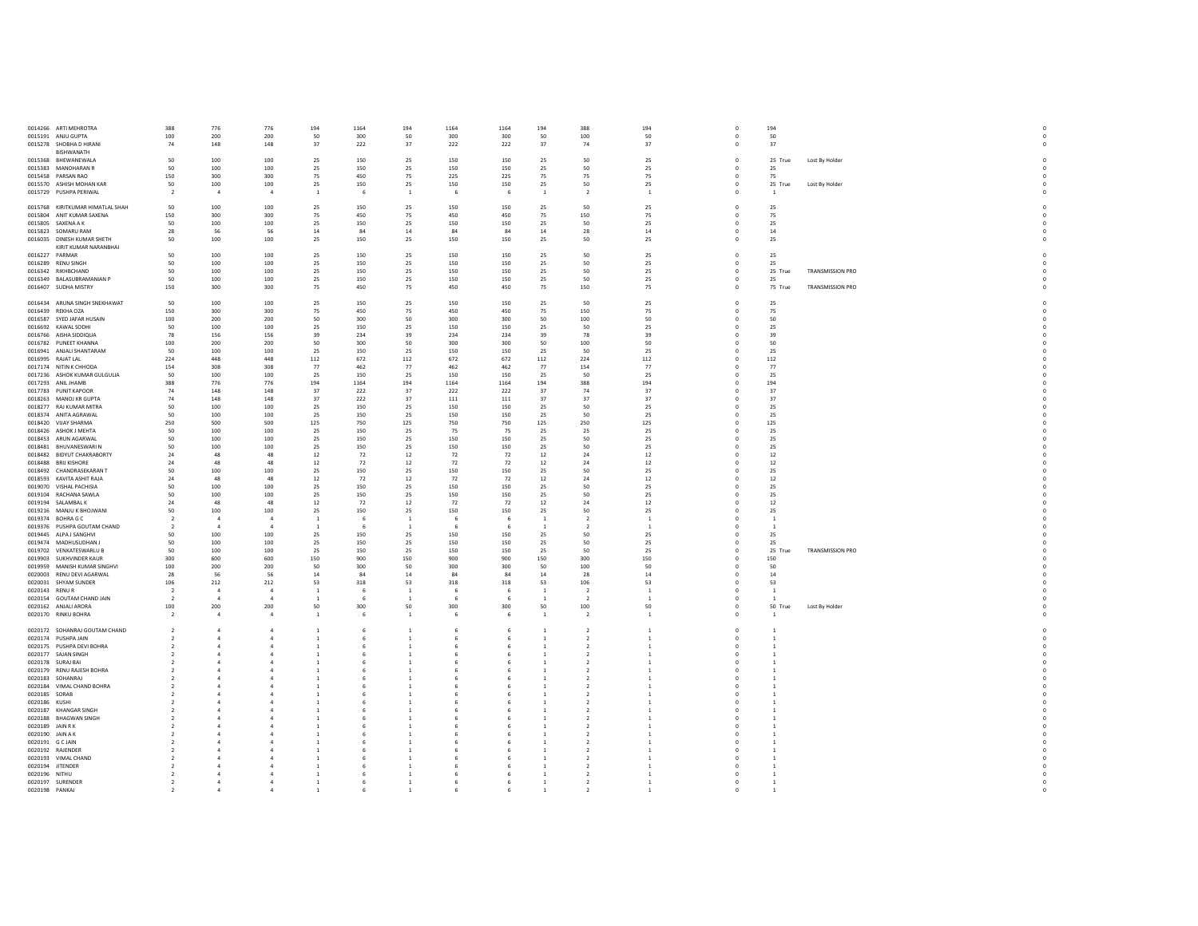| | | | | | | | | | | | | | | | | | |
|---|---|---|---|---|---|---|---|---|---|---|---|---|---|---|---|---|---|
| 0014266 | ARTI MEHROTRA | 388 | 776 | 776 | 194 | 1164 | 194 | 1164 | 1164 | 194 | 388 | 194 | 0 | 194 | | | 0 |
| 0015191 | ANJU GUPTA | 100 | 200 | 200 | 50 | 300 | 50 | 300 | 300 | 50 | 100 | 50 | 0 | 50 | | | 0 |
| 0015278 | SHOBHA D HIRANI | 74 | 148 | 148 | 37 | 222 | 37 | 222 | 222 | 37 | 74 | 37 | 0 | 37 | | | 0 |
| 0015368 | BISHWANATH BHEWANEWALA | 50 | 100 | 100 | 25 | 150 | 25 | 150 | 150 | 25 | 50 | 25 | 0 | 25 | True | Lost By Holder | 0 |
| 0015383 | MANOHARAN R | 50 | 100 | 100 | 25 | 150 | 25 | 150 | 150 | 25 | 50 | 25 | 0 | 25 | | | 0 |
| 0015458 | PARSAN RAO | 150 | 300 | 300 | 75 | 450 | 75 | 225 | 225 | 75 | 75 | 75 | 0 | 75 | | | 0 |
| 0015570 | ASHISH MOHAN KAR | 50 | 100 | 100 | 25 | 150 | 25 | 150 | 150 | 25 | 50 | 25 | 0 | 25 | True | Lost By Holder | 0 |
| 0015729 | PUSHPA PERIWAL | 2 | 4 | 4 | 1 | 6 | 1 | 6 | 6 | 1 | 2 | 1 | 0 | 1 | | | 0 |
| 0015768 | KIRITKUMAR HIMATLAL SHAH | 50 | 100 | 100 | 25 | 150 | 25 | 150 | 150 | 25 | 50 | 25 | 0 | 25 | | | 0 |
| 0015804 | ANIT KUMAR SAXENA | 150 | 300 | 300 | 75 | 450 | 75 | 450 | 450 | 75 | 150 | 75 | 0 | 75 | | | 0 |
| 0015805 | SAXENA A K | 50 | 100 | 100 | 25 | 150 | 25 | 150 | 150 | 25 | 50 | 25 | 0 | 25 | | | 0 |
| 0015823 | SOMARU RAM | 28 | 56 | 56 | 14 | 84 | 14 | 84 | 84 | 14 | 28 | 14 | 0 | 14 | | | 0 |
| 0016035 | DINESH KUMAR SHETH | 50 | 100 | 100 | 25 | 150 | 25 | 150 | 150 | 25 | 50 | 25 | 0 | 25 | | | 0 |
| 0016227 | KIRIT KUMAR NARANBHAI PARMAR | 50 | 100 | 100 | 25 | 150 | 25 | 150 | 150 | 25 | 50 | 25 | 0 | 25 | | | 0 |
| 0016289 | RENU SINGH | 50 | 100 | 100 | 25 | 150 | 25 | 150 | 150 | 25 | 50 | 25 | 0 | 25 | | | 0 |
| 0016342 | RIKHBCHAND | 50 | 100 | 100 | 25 | 150 | 25 | 150 | 150 | 25 | 50 | 25 | 0 | 25 | True | TRANSMISSION PRO | 0 |
| 0016349 | BALASUBRAMANIAN P | 50 | 100 | 100 | 25 | 150 | 25 | 150 | 150 | 25 | 50 | 25 | 0 | 25 | | | 0 |
| 0016407 | SUDHA MISTRY | 150 | 300 | 300 | 75 | 450 | 75 | 450 | 450 | 75 | 150 | 75 | 0 | 75 | True | TRANSMISSION PRO | 0 |
| 0016434 | ARUNA SINGH SNEKHAWAT | 50 | 100 | 100 | 25 | 150 | 25 | 150 | 150 | 25 | 50 | 25 | 0 | 25 | | | 0 |
| 0016439 | REKHA OZA | 150 | 300 | 300 | 75 | 450 | 75 | 450 | 450 | 75 | 150 | 75 | 0 | 75 | | | 0 |
| 0016587 | SYED JAFAR HUSAIN | 100 | 200 | 200 | 50 | 300 | 50 | 300 | 300 | 50 | 100 | 50 | 0 | 50 | | | 0 |
| 0016692 | KAWAL SODHI | 50 | 100 | 100 | 25 | 150 | 25 | 150 | 150 | 25 | 50 | 25 | 0 | 25 | | | 0 |
| 0016766 | AISHA SIDDIQUA | 78 | 156 | 156 | 39 | 234 | 39 | 234 | 234 | 39 | 78 | 39 | 0 | 39 | | | 0 |
| 0016782 | PUNEET KHANNA | 100 | 200 | 200 | 50 | 300 | 50 | 300 | 300 | 50 | 100 | 50 | 0 | 50 | | | 0 |
| 0016941 | ANJALI SHANTARAM | 50 | 100 | 100 | 25 | 150 | 25 | 150 | 150 | 25 | 50 | 25 | 0 | 25 | | | 0 |
| 0016995 | RAJAT LAL | 224 | 448 | 448 | 112 | 672 | 112 | 672 | 672 | 112 | 224 | 112 | 0 | 112 | | | 0 |
| 0017174 | NITIN K CHHODA | 154 | 308 | 308 | 77 | 462 | 77 | 462 | 462 | 77 | 154 | 77 | 0 | 77 | | | 0 |
| 0017236 | ASHOK KUMAR GULGULIA | 50 | 100 | 100 | 25 | 150 | 25 | 150 | 150 | 25 | 50 | 25 | 0 | 25 | | | 0 |
| 0017293 | ANIL JHAMB | 388 | 776 | 776 | 194 | 1164 | 194 | 1164 | 1164 | 194 | 388 | 194 | 0 | 194 | | | 0 |
| 0017783 | PUNIT KAPOOR | 74 | 148 | 148 | 37 | 222 | 37 | 222 | 222 | 37 | 74 | 37 | 0 | 37 | | | 0 |
| 0018263 | MANOJ KR GUPTA | 74 | 148 | 148 | 37 | 222 | 37 | 111 | 111 | 37 | 37 | 37 | 0 | 37 | | | 0 |
| 0018277 | RAJ KUMAR MITRA | 50 | 100 | 100 | 25 | 150 | 25 | 150 | 150 | 25 | 50 | 25 | 0 | 25 | | | 0 |
| 0018374 | ANITA AGRAWAL | 50 | 100 | 100 | 25 | 150 | 25 | 150 | 150 | 25 | 50 | 25 | 0 | 25 | | | 0 |
| 0018420 | VIJAY SHARMA | 250 | 500 | 500 | 125 | 750 | 125 | 750 | 750 | 125 | 250 | 125 | 0 | 125 | | | 0 |
| 0018426 | ASHOK J MEHTA | 50 | 100 | 100 | 25 | 150 | 25 | 75 | 75 | 25 | 25 | 25 | 0 | 25 | | | 0 |
| 0018453 | ARUN AGARWAL | 50 | 100 | 100 | 25 | 150 | 25 | 150 | 150 | 25 | 50 | 25 | 0 | 25 | | | 0 |
| 0018481 | BHUVANESWARI N | 50 | 100 | 100 | 25 | 150 | 25 | 150 | 150 | 25 | 50 | 25 | 0 | 25 | | | 0 |
| 0018482 | BIDYUT CHAKRABORTY | 24 | 48 | 48 | 12 | 72 | 12 | 72 | 72 | 12 | 24 | 12 | 0 | 12 | | | 0 |
| 0018488 | BRIJ KISHORE | 24 | 48 | 48 | 12 | 72 | 12 | 72 | 72 | 12 | 24 | 12 | 0 | 12 | | | 0 |
| 0018492 | CHANDRASEKARAN T | 50 | 100 | 100 | 25 | 150 | 25 | 150 | 150 | 25 | 50 | 25 | 0 | 25 | | | 0 |
| 0018593 | KAVITA ASHIT RAJA | 24 | 48 | 48 | 12 | 72 | 12 | 72 | 72 | 12 | 24 | 12 | 0 | 12 | | | 0 |
| 0019070 | VISHAL PACHISIA | 50 | 100 | 100 | 25 | 150 | 25 | 150 | 150 | 25 | 50 | 25 | 0 | 25 | | | 0 |
| 0019104 | RACHANA SAWLA | 50 | 100 | 100 | 25 | 150 | 25 | 150 | 150 | 25 | 50 | 25 | 0 | 25 | | | 0 |
| 0019194 | SALAMBAL K | 24 | 48 | 48 | 12 | 72 | 12 | 72 | 72 | 12 | 24 | 12 | 0 | 12 | | | 0 |
| 0019216 | MANJU K BHOJWANI | 50 | 100 | 100 | 25 | 150 | 25 | 150 | 150 | 25 | 50 | 25 | 0 | 25 | | | 0 |
| 0019374 | BOHRA G C | 2 | 4 | 4 | 1 | 6 | 1 | 6 | 6 | 1 | 2 | 1 | 0 | 1 | | | 0 |
| 0019376 | PUSHPA GOUTAM CHAND | 2 | 4 | 4 | 1 | 6 | 1 | 6 | 6 | 1 | 2 | 1 | 0 | 1 | | | 0 |
| 0019445 | ALPA J SANGHVI | 50 | 100 | 100 | 25 | 150 | 25 | 150 | 150 | 25 | 50 | 25 | 0 | 25 | | | 0 |
| 0019474 | MADHUSUDHAN J | 50 | 100 | 100 | 25 | 150 | 25 | 150 | 150 | 25 | 50 | 25 | 0 | 25 | | | 0 |
| 0019702 | VENKATESWARLU B | 50 | 100 | 100 | 25 | 150 | 25 | 150 | 150 | 25 | 50 | 25 | 0 | 25 | True | TRANSMISSION PRO | 0 |
| 0019903 | SUKHVINDER KAUR | 300 | 600 | 600 | 150 | 900 | 150 | 900 | 900 | 150 | 300 | 150 | 0 | 150 | | | 0 |
| 0019959 | MANISH KUMAR SINGHVI | 100 | 200 | 200 | 50 | 300 | 50 | 300 | 300 | 50 | 100 | 50 | 0 | 50 | | | 0 |
| 0020003 | RENU DEVI AGARWAL | 28 | 56 | 56 | 14 | 84 | 14 | 84 | 84 | 14 | 28 | 14 | 0 | 14 | | | 0 |
| 0020031 | SHYAM SUNDER | 106 | 212 | 212 | 53 | 318 | 53 | 318 | 318 | 53 | 106 | 53 | 0 | 53 | | | 0 |
| 0020143 | RENU R | 2 | 4 | 4 | 1 | 6 | 1 | 6 | 6 | 1 | 2 | 1 | 0 | 1 | | | 0 |
| 0020154 | GOUTAM CHAND JAIN | 2 | 4 | 4 | 1 | 6 | 1 | 6 | 6 | 1 | 2 | 1 | 0 | 1 | | | 0 |
| 0020162 | ANJALI ARORA | 100 | 200 | 200 | 50 | 300 | 50 | 300 | 300 | 50 | 100 | 50 | 0 | 50 | True | Lost By Holder | 0 |
| 0020170 | RINKU BOHRA | 2 | 4 | 4 | 1 | 6 | 1 | 6 | 6 | 1 | 2 | 1 | 0 | 1 | | | 0 |
| 0020172 | SOHANRAJ GOUTAM CHAND | 2 | 4 | 4 | 1 | 6 | 1 | 6 | 6 | 1 | 2 | 1 | 0 | 1 | | | 0 |
| 0020174 | PUSHPA JAIN | 2 | 4 | 4 | 1 | 6 | 1 | 6 | 6 | 1 | 2 | 1 | 0 | 1 | | | 0 |
| 0020175 | PUSHPA DEVI BOHRA | 2 | 4 | 4 | 1 | 6 | 1 | 6 | 6 | 1 | 2 | 1 | 0 | 1 | | | 0 |
| 0020177 | SAJAN SINGH | 2 | 4 | 4 | 1 | 6 | 1 | 6 | 6 | 1 | 2 | 1 | 0 | 1 | | | 0 |
| 0020178 | SURAJ BAI | 2 | 4 | 4 | 1 | 6 | 1 | 6 | 6 | 1 | 2 | 1 | 0 | 1 | | | 0 |
| 0020179 | RENU RAJESH BOHRA | 2 | 4 | 4 | 1 | 6 | 1 | 6 | 6 | 1 | 2 | 1 | 0 | 1 | | | 0 |
| 0020183 | SOHANRAJ | 2 | 4 | 4 | 1 | 6 | 1 | 6 | 6 | 1 | 2 | 1 | 0 | 1 | | | 0 |
| 0020184 | VIMAL CHAND BOHRA | 2 | 4 | 4 | 1 | 6 | 1 | 6 | 6 | 1 | 2 | 1 | 0 | 1 | | | 0 |
| 0020185 | SORAB | 2 | 4 | 4 | 1 | 6 | 1 | 6 | 6 | 1 | 2 | 1 | 0 | 1 | | | 0 |
| 0020186 | KUSHI | 2 | 4 | 4 | 1 | 6 | 1 | 6 | 6 | 1 | 2 | 1 | 0 | 1 | | | 0 |
| 0020187 | KHANGAR SINGH | 2 | 4 | 4 | 1 | 6 | 1 | 6 | 6 | 1 | 2 | 1 | 0 | 1 | | | 0 |
| 0020188 | BHAGWAN SINGH | 2 | 4 | 4 | 1 | 6 | 1 | 6 | 6 | 1 | 2 | 1 | 0 | 1 | | | 0 |
| 0020189 | JAIN R K | 2 | 4 | 4 | 1 | 6 | 1 | 6 | 6 | 1 | 2 | 1 | 0 | 1 | | | 0 |
| 0020190 | JAIN A K | 2 | 4 | 4 | 1 | 6 | 1 | 6 | 6 | 1 | 2 | 1 | 0 | 1 | | | 0 |
| 0020191 | G C JAIN | 2 | 4 | 4 | 1 | 6 | 1 | 6 | 6 | 1 | 2 | 1 | 0 | 1 | | | 0 |
| 0020192 | RAJENDER | 2 | 4 | 4 | 1 | 6 | 1 | 6 | 6 | 1 | 2 | 1 | 0 | 1 | | | 0 |
| 0020193 | VIMAL CHAND | 2 | 4 | 4 | 1 | 6 | 1 | 6 | 6 | 1 | 2 | 1 | 0 | 1 | | | 0 |
| 0020194 | JITENDER | 2 | 4 | 4 | 1 | 6 | 1 | 6 | 6 | 1 | 2 | 1 | 0 | 1 | | | 0 |
| 0020196 | NITHU | 2 | 4 | 4 | 1 | 6 | 1 | 6 | 6 | 1 | 2 | 1 | 0 | 1 | | | 0 |
| 0020197 | SURENDER | 2 | 4 | 4 | 1 | 6 | 1 | 6 | 6 | 1 | 2 | 1 | 0 | 1 | | | 0 |
| 0020198 | PANKAJ | 2 | 4 | 4 | 1 | 6 | 1 | 6 | 6 | 1 | 2 | 1 | 0 | 1 | | | 0 |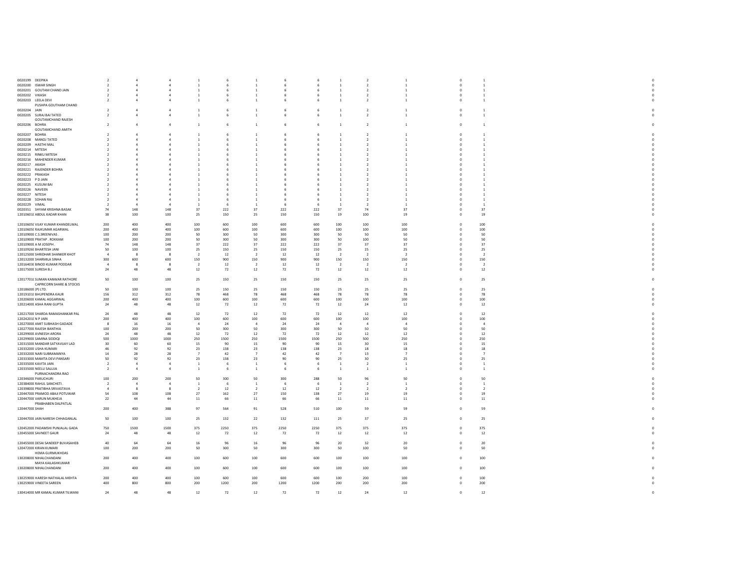| | | | | | | | | | | | | | | |
|---|---|---|---|---|---|---|---|---|---|---|---|---|---|---|
| 0020199 | DEEPIKA | 2 | 4 | 4 | 1 | 6 | 1 | 6 | 6 | 1 | 2 | 1 | 0 | 1 | 0 |
| 0020200 | ISWAR SINGH | 2 | 4 | 4 | 1 | 6 | 1 | 6 | 6 | 1 | 2 | 1 | 0 | 1 | 0 |
| 0020201 | GOUTAM CHAND JAIN | 2 | 4 | 4 | 1 | 6 | 1 | 6 | 6 | 1 | 2 | 1 | 0 | 1 | 0 |
| 0020202 | VIKASH | 2 | 4 | 4 | 1 | 6 | 1 | 6 | 6 | 1 | 2 | 1 | 0 | 1 | 0 |
| 0020203 | LEELA DEVI | 2 | 4 | 4 | 1 | 6 | 1 | 6 | 6 | 1 | 2 | 1 | 0 | 1 | 0 |
| 0020204 | PUSHPA GOUTHAM CHAND JAIN | 2 | 4 | 4 | 1 | 6 | 1 | 6 | 6 | 1 | 2 | 1 | 0 | 1 | 0 |
| 0020205 | SURAJ BAI TATED | 2 | 4 | 4 | 1 | 6 | 1 | 6 | 6 | 1 | 2 | 1 | 0 | 1 | 0 |
| 0020206 | GOUTAMCHAND RAJESH BOHRA | 2 | 4 | 4 | 1 | 6 | 1 | 6 | 6 | 1 | 2 | 1 | 0 | 1 | 0 |
| 0020207 | GOUTAMCHAND AMITH BOHRA | 2 | 4 | 4 | 1 | 6 | 1 | 6 | 6 | 1 | 2 | 1 | 0 | 1 | 0 |
| 0020208 | MANOJ TATED | 2 | 4 | 4 | 1 | 6 | 1 | 6 | 6 | 1 | 2 | 1 | 0 | 1 | 0 |
| 0020209 | HASTHI MAL | 2 | 4 | 4 | 1 | 6 | 1 | 6 | 6 | 1 | 2 | 1 | 0 | 1 | 0 |
| 0020214 | MITESH | 2 | 4 | 4 | 1 | 6 | 1 | 6 | 6 | 1 | 2 | 1 | 0 | 1 | 0 |
| 0020215 | RINKU MITESH | 2 | 4 | 4 | 1 | 6 | 1 | 6 | 6 | 1 | 2 | 1 | 0 | 1 | 0 |
| 0020216 | MAHENDER KUMAR | 2 | 4 | 4 | 1 | 6 | 1 | 6 | 6 | 1 | 2 | 1 | 0 | 1 | 0 |
| 0020217 | AKASH | 2 | 4 | 4 | 1 | 6 | 1 | 6 | 6 | 1 | 2 | 1 | 0 | 1 | 0 |
| 0020221 | RAJENDER BOHRA | 2 | 4 | 4 | 1 | 6 | 1 | 6 | 6 | 1 | 2 | 1 | 0 | 1 | 0 |
| 0020222 | PRAKASH | 2 | 4 | 4 | 1 | 6 | 1 | 6 | 6 | 1 | 2 | 1 | 0 | 1 | 0 |
| 0020223 | P D JAIN | 2 | 4 | 4 | 1 | 6 | 1 | 6 | 6 | 1 | 2 | 1 | 0 | 1 | 0 |
| 0020225 | KUSUM BAI | 2 | 4 | 4 | 1 | 6 | 1 | 6 | 6 | 1 | 2 | 1 | 0 | 1 | 0 |
| 0020226 | NAVEEN | 2 | 4 | 4 | 1 | 6 | 1 | 6 | 6 | 1 | 2 | 1 | 0 | 1 | 0 |
| 0020227 | NITESH | 2 | 4 | 4 | 1 | 6 | 1 | 6 | 6 | 1 | 2 | 1 | 0 | 1 | 0 |
| 0020228 | SOHAN RAJ | 2 | 4 | 4 | 1 | 6 | 1 | 6 | 6 | 1 | 2 | 1 | 0 | 1 | 0 |
| 0020229 | VIMAL | 2 | 4 | 4 | 1 | 6 | 1 | 6 | 6 | 1 | 2 | 1 | 0 | 1 | 0 |
| 0020351 | SHYAM KRISHNA BASAK | 74 | 148 | 148 | 37 | 222 | 37 | 222 | 222 | 37 | 74 | 37 | 0 | 37 | 0 |
| 12010601( | ABDUL KADAR KHAN | 38 | 100 | 100 | 25 | 150 | 25 | 150 | 150 | 19 | 100 | 19 | 0 | 19 | 0 |
| 12010605( | VIJAY KUMAR KHANDELWAL | 200 | 400 | 400 | 100 | 600 | 100 | 600 | 600 | 100 | 100 | 100 | 0 | 100 | 0 |
| 12010605( | RAJKUMAR AGARWAL | 200 | 400 | 400 | 100 | 600 | 100 | 600 | 600 | 100 | 100 | 100 | 0 | 100 | 0 |
| 12010900( | C.S.SREENIVAS . | 100 | 200 | 200 | 50 | 300 | 50 | 300 | 300 | 50 | 50 | 50 | 0 | 50 | 0 |
| 12010900( | PRATAP . ROKKAM | 100 | 200 | 200 | 50 | 300 | 50 | 300 | 300 | 50 | 100 | 50 | 0 | 50 | 0 |
| 12010900( | A M JOSEPH . | 74 | 148 | 148 | 37 | 222 | 37 | 222 | 222 | 37 | 37 | 37 | 0 | 37 | 0 |
| 12010926( | BHARTESH JANI | 50 | 100 | 100 | 25 | 150 | 25 | 150 | 150 | 25 | 25 | 25 | 0 | 25 | 0 |
| 12012500( | SHRIDHAR SHANKER KHOT | 4 | 8 | 8 | 2 | 12 | 2 | 12 | 12 | 2 | 2 | 2 | 0 | 2 | 0 |
| 12013200( | SHARMILA SINHA | 300 | 600 | 600 | 150 | 900 | 150 | 900 | 900 | 150 | 150 | 150 | 0 | 150 | 0 |
| 12016403( | BINOD KUMAR PODDAR | 4 | 8 | 8 | 2 | 12 | 2 | 12 | 12 | 2 | 2 | 2 | 0 | 2 | 0 |
| 12017500( | SURESH B.J | 24 | 48 | 48 | 12 | 72 | 12 | 72 | 72 | 12 | 12 | 12 | 0 | 12 | 0 |
| 12017701( | SUMAN KANWAR RATHORE | 50 | 100 | 100 | 25 | 150 | 25 | 150 | 150 | 25 | 25 | 25 | 0 | 25 | 0 |
| 12018600( | CAPRICORN SHARE & STOCKS (P) LTD. | 50 | 100 | 100 | 25 | 150 | 25 | 150 | 150 | 25 | 25 | 25 | 0 | 25 | 0 |
| 12019101( | BHUPENDRA KAUR | 156 | 312 | 312 | 78 | 468 | 78 | 468 | 468 | 78 | 78 | 78 | 0 | 78 | 0 |
| 12020600( | KAMAL AGGARWAL | 200 | 400 | 400 | 100 | 600 | 100 | 600 | 600 | 100 | 100 | 100 | 0 | 100 | 0 |
| 12021400( | ASHA RANI GUPTA | 24 | 48 | 48 | 12 | 72 | 12 | 72 | 72 | 12 | 24 | 12 | 0 | 12 | 0 |
| 12021700( | SHARDA RAMASHANKAR PAL | 24 | 48 | 48 | 12 | 72 | 12 | 72 | 72 | 12 | 12 | 12 | 0 | 12 | 0 |
| 12024201( | N P JAIN | 200 | 400 | 400 | 100 | 600 | 100 | 600 | 600 | 100 | 100 | 100 | 0 | 100 | 0 |
| 12027000( | AMIT SUBHASH GADADE | 8 | 16 | 16 | 4 | 24 | 4 | 24 | 24 | 4 | 4 | 4 | 0 | 4 | 0 |
| 12027700( | RAJESH BANTHIA | 100 | 200 | 200 | 50 | 300 | 50 | 300 | 300 | 50 | 50 | 50 | 0 | 50 | 0 |
| 12029900( | AVNEESH ARORA | 24 | 48 | 48 | 12 | 72 | 12 | 72 | 72 | 12 | 12 | 12 | 0 | 12 | 0 |
| 12029900( | SAMINA SIDDIQI | 500 | 1000 | 1000 | 250 | 1500 | 250 | 1500 | 1500 | 250 | 500 | 250 | 0 | 250 | 0 |
| 12031500( | MANDAR SATYAVIJAY LAD | 30 | 60 | 60 | 15 | 90 | 15 | 90 | 90 | 15 | 30 | 15 | 0 | 15 | 0 |
| 12033200( | USHA KUMARI | 46 | 92 | 92 | 23 | 138 | 23 | 138 | 138 | 23 | 18 | 18 | 0 | 18 | 0 |
| 12033200( | NARI SUBRAMANYA | 14 | 28 | 28 | 7 | 42 | 7 | 42 | 42 | 7 | 13 | 7 | 0 | 7 | 0 |
| 12033300( | MAMTA DEVI PANSARI | 50 | 92 | 92 | 23 | 138 | 23 | 90 | 90 | 25 | 30 | 25 | 0 | 25 | 0 |
| 12033500( | KAVITA JAIN | 2 | 4 | 4 | 1 | 6 | 1 | 6 | 6 | 1 | 2 | 1 | 0 | 1 | 0 |
| 12033500( | NEELU SALUJA | 2 | 4 | 4 | 1 | 6 | 1 | 6 | 6 | 1 | 1 | 1 | 0 | 1 | 0 |
| 12034600( | PURNACHANDRA RAO PARUCHURI | 100 | 200 | 200 | 50 | 300 | 50 | 300 | 288 | 50 | 96 | 50 | 0 | 50 | 0 |
| 12038400( | RAHUL SANCHETI . | 2 | 4 | 4 | 1 | 6 | 1 | 6 | 6 | 1 | 2 | 1 | 0 | 1 | 0 |
| 12039800( | PRATIBHA SRIVASTAVA | 4 | 8 | 8 | 2 | 12 | 2 | 12 | 12 | 2 | 2 | 2 | 0 | 2 | 0 |
| 12044700( | PRAMOD ABAJI POTUWAR | 54 | 108 | 108 | 27 | 162 | 27 | 150 | 138 | 27 | 19 | 19 | 0 | 19 | 0 |
| 12044700( | VARUN MUKHEJA | 22 | 44 | 44 | 11 | 66 | 11 | 66 | 66 | 11 | 11 | 11 | 0 | 11 | 0 |
| 12044700( | PRABHABEN DALPATLAL SHAH | 200 | 400 | 388 | 97 | 564 | 91 | 528 | 510 | 100 | 59 | 59 | 0 | 59 | 0 |
| 12044700( | JAIN NARESH CHHAGANLAL | 50 | 100 | 100 | 25 | 132 | 22 | 132 | 111 | 25 | 37 | 25 | 0 | 25 | 0 |
| 12045200( | PADAMSHI PUNJALAL GADA | 750 | 1500 | 1500 | 375 | 2250 | 375 | 2250 | 2250 | 375 | 375 | 375 | 0 | 375 | 0 |
| 12045500( | SAVNEET GAUR | 24 | 48 | 48 | 12 | 72 | 12 | 72 | 72 | 12 | 12 | 12 | 0 | 12 | 0 |
| 12045500( | DESAI SANDEEP BUVASAHEB | 40 | 64 | 64 | 16 | 96 | 16 | 96 | 96 | 20 | 32 | 20 | 0 | 20 | 0 |
| 12047200( | KIRAN KUMARI | 100 | 200 | 200 | 50 | 300 | 50 | 300 | 300 | 50 | 100 | 50 | 0 | 50 | 0 |
| 13020800( | HEMA GURMUKHDAS NIHALCHANDANI | 200 | 400 | 400 | 100 | 600 | 100 | 600 | 600 | 100 | 100 | 100 | 0 | 100 | 0 |
| 13020800( | MAYA KAILASHKUMAR NIHALCHANDANI | 200 | 400 | 400 | 100 | 600 | 100 | 600 | 600 | 100 | 100 | 100 | 0 | 100 | 0 |
| 13025900( | HARESH NATHALAL MEHTA | 200 | 400 | 400 | 100 | 600 | 100 | 600 | 600 | 100 | 200 | 100 | 0 | 100 | 0 |
| 13025900( | VINEETA SAREEN | 400 | 800 | 800 | 200 | 1200 | 200 | 1200 | 1200 | 200 | 200 | 200 | 0 | 200 | 0 |
| 13041400( | MR KAMAL KUMAR TILWANI | 24 | 48 | 48 | 12 | 72 | 12 | 72 | 72 | 12 | 24 | 12 | 0 | 12 | 0 |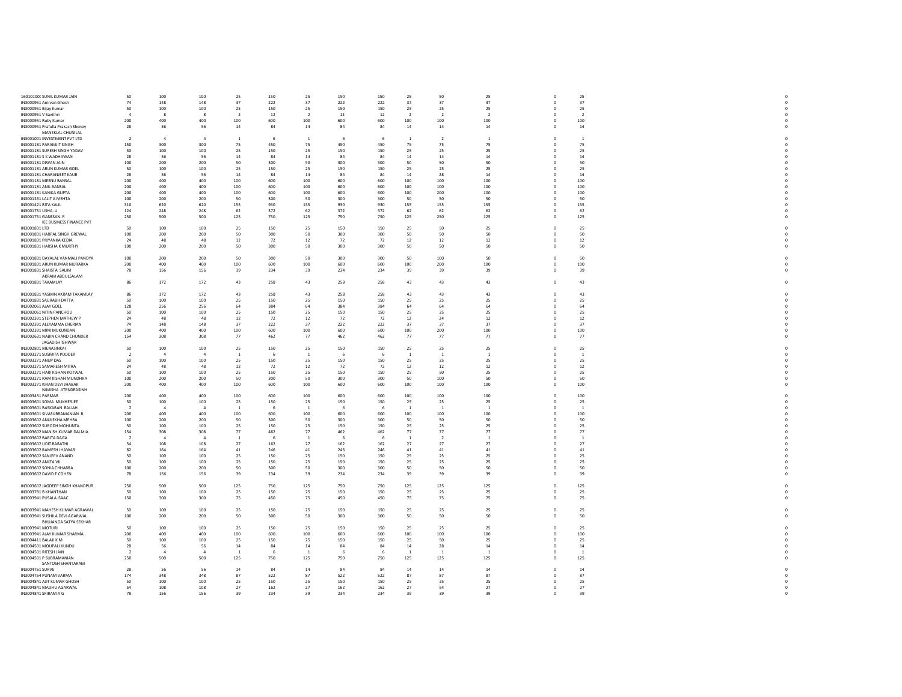| | | | | | | | | | | | | | |
|---|---|---|---|---|---|---|---|---|---|---|---|---|---|
| 16010100( SUNIL KUMAR JAIN | 50 | 100 | 100 | 25 | 150 | 25 | 150 | 150 | 25 | 50 | 25 | 0 | 25 | 0 |
| IN3000951 Anirvan Ghosh | 74 | 148 | 148 | 37 | 222 | 37 | 222 | 222 | 37 | 37 | 37 | 0 | 37 | 0 |
| IN3000951 Bijay Kumar | 50 | 100 | 100 | 25 | 150 | 25 | 150 | 150 | 25 | 25 | 25 | 0 | 25 | 0 |
| IN3000951 V Savithri | 4 | 8 | 8 | 2 | 12 | 2 | 12 | 12 | 2 | 2 | 2 | 0 | 2 | 0 |
| IN3000951 Ruby Kumar | 200 | 400 | 400 | 100 | 600 | 100 | 600 | 600 | 100 | 100 | 100 | 0 | 100 | 0 |
| IN3000951 Prafulla Prakash Shenoy | 28 | 56 | 56 | 14 | 84 | 14 | 84 | 84 | 14 | 14 | 14 | 0 | 14 | 0 |
| IN3001001 MANEKLAL CHUNILAL INVESTMENT PVT LTD | 2 | 4 | 4 | 1 | 6 | 1 | 6 | 6 | 1 | 2 | 1 | 0 | 1 | 0 |
| IN3001181 PARAMJIT SINGH | 150 | 300 | 300 | 75 | 450 | 75 | 450 | 450 | 75 | 75 | 75 | 0 | 75 | 0 |
| IN3001181 SURESH SINGH YADAV | 50 | 100 | 100 | 25 | 150 | 25 | 150 | 150 | 25 | 25 | 25 | 0 | 25 | 0 |
| IN3001181 S K WADHAWAN | 28 | 56 | 56 | 14 | 84 | 14 | 84 | 84 | 14 | 14 | 14 | 0 | 14 | 0 |
| IN3001181 DIWAN JAIN | 100 | 200 | 200 | 50 | 300 | 50 | 300 | 300 | 50 | 50 | 50 | 0 | 50 | 0 |
| IN3001181 ARUN KUMAR GOEL | 50 | 100 | 100 | 25 | 150 | 25 | 150 | 150 | 25 | 25 | 25 | 0 | 25 | 0 |
| IN3001181 CHARANJEET KAUR | 28 | 56 | 56 | 14 | 84 | 14 | 84 | 84 | 14 | 28 | 14 | 0 | 14 | 0 |
| IN3001181 MEENU BANSAL | 200 | 400 | 400 | 100 | 600 | 100 | 600 | 600 | 100 | 100 | 100 | 0 | 100 | 0 |
| IN3001181 ANIL BANSAL | 200 | 400 | 400 | 100 | 600 | 100 | 600 | 600 | 100 | 100 | 100 | 0 | 100 | 0 |
| IN3001181 KANIKA GUPTA | 200 | 400 | 400 | 100 | 600 | 100 | 600 | 600 | 100 | 200 | 100 | 0 | 100 | 0 |
| IN3001261 LALIT A MEHTA | 100 | 200 | 200 | 50 | 300 | 50 | 300 | 300 | 50 | 50 | 50 | 0 | 50 | 0 |
| IN3001421 RITA KAUL | 310 | 620 | 620 | 155 | 930 | 155 | 930 | 930 | 155 | 155 | 155 | 0 | 155 | 0 |
| IN3001751 USHA. U | 124 | 248 | 248 | 62 | 372 | 62 | 372 | 372 | 62 | 62 | 62 | 0 | 62 | 0 |
| IN3001751 GANESAN. R | 250 | 500 | 500 | 125 | 750 | 125 | 750 | 750 | 125 | 250 | 125 | 0 | 125 | 0 |
| IN3001831 IEE BUSINESS FINANCE PVT LTD | 50 | 100 | 100 | 25 | 150 | 25 | 150 | 150 | 25 | 50 | 25 | 0 | 25 | 0 |
| IN3001831 HARPAL SINGH GREWAL | 100 | 200 | 200 | 50 | 300 | 50 | 300 | 300 | 50 | 50 | 50 | 0 | 50 | 0 |
| IN3001831 PRIYANKA KEDIA | 24 | 48 | 48 | 12 | 72 | 12 | 72 | 72 | 12 | 12 | 12 | 0 | 12 | 0 |
| IN3001831 HARSHA K MURTHY | 100 | 200 | 200 | 50 | 300 | 50 | 300 | 300 | 50 | 50 | 50 | 0 | 50 | 0 |
| IN3001831 DAYALAL VANMALI PANDYA | 100 | 200 | 200 | 50 | 300 | 50 | 300 | 300 | 50 | 100 | 50 | 0 | 50 | 0 |
| IN3001831 ARUN KUMAR MURARKA | 200 | 400 | 400 | 100 | 600 | 100 | 600 | 600 | 100 | 200 | 100 | 0 | 100 | 0 |
| IN3001831 SHAISTA SALIM | 78 | 156 | 156 | 39 | 234 | 39 | 234 | 234 | 39 | 39 | 39 | 0 | 39 | 0 |
| IN3001831 AKRAM ABDULSALAM TAKAMLAY | 86 | 172 | 172 | 43 | 258 | 43 | 258 | 258 | 43 | 43 | 43 | 0 | 43 | 0 |
| IN3001831 YASMIN AKRAM TAKAMLAY | 86 | 172 | 172 | 43 | 258 | 43 | 258 | 258 | 43 | 43 | 43 | 0 | 43 | 0 |
| IN3001831 SAURABH DATTA | 50 | 100 | 100 | 25 | 150 | 25 | 150 | 150 | 25 | 25 | 25 | 0 | 25 | 0 |
| IN3002061 AJAY GOEL | 128 | 256 | 256 | 64 | 384 | 64 | 384 | 384 | 64 | 64 | 64 | 0 | 64 | 0 |
| IN3002061 NITIN PANCHOLI | 50 | 100 | 100 | 25 | 150 | 25 | 150 | 150 | 25 | 25 | 25 | 0 | 25 | 0 |
| IN3002391 STEPHEN MATHEW P | 24 | 48 | 48 | 12 | 72 | 12 | 72 | 72 | 12 | 24 | 12 | 0 | 12 | 0 |
| IN3002391 ALEYAMMA CHERIAN | 74 | 148 | 148 | 37 | 222 | 37 | 222 | 222 | 37 | 37 | 37 | 0 | 37 | 0 |
| IN3002391 MINI MUKUNDAN | 200 | 400 | 400 | 100 | 600 | 100 | 600 | 600 | 100 | 200 | 100 | 0 | 100 | 0 |
| IN3002631 NABIN CHAND CHUNDER | 154 | 308 | 308 | 77 | 462 | 77 | 462 | 462 | 77 | 77 | 77 | 0 | 77 | 0 |
| IN3002801 JAGADISH ISHWAR MENASINKAI | 50 | 100 | 100 | 25 | 150 | 25 | 150 | 150 | 25 | 25 | 25 | 0 | 25 | 0 |
| IN3003271 SUSMITA PODDER | 2 | 4 | 4 | 1 | 6 | 1 | 6 | 6 | 1 | 1 | 1 | 0 | 1 | 0 |
| IN3003271 ANUP DAS | 50 | 100 | 100 | 25 | 150 | 25 | 150 | 150 | 25 | 25 | 25 | 0 | 25 | 0 |
| IN3003271 SAMARESH MITRA | 24 | 48 | 48 | 12 | 72 | 12 | 72 | 72 | 12 | 12 | 12 | 0 | 12 | 0 |
| IN3003271 HARI KISHAN KOTWAL | 50 | 100 | 100 | 25 | 150 | 25 | 150 | 150 | 25 | 50 | 25 | 0 | 25 | 0 |
| IN3003271 RAM KISHAN MUNDHRA | 100 | 200 | 200 | 50 | 300 | 50 | 300 | 300 | 50 | 100 | 50 | 0 | 50 | 0 |
| IN3003271 KIRAN DEVI JHABAK | 200 | 400 | 400 | 100 | 600 | 100 | 600 | 600 | 100 | 100 | 100 | 0 | 100 | 0 |
| IN3003431 NIMISHA JITENDRASINH PARMAR | 200 | 400 | 400 | 100 | 600 | 100 | 600 | 600 | 100 | 100 | 100 | 0 | 100 | 0 |
| IN3003601 SOMA MUKHERJEE | 50 | 100 | 100 | 25 | 150 | 25 | 150 | 150 | 25 | 25 | 25 | 0 | 25 | 0 |
| IN3003601 BASKARAN BALIAH | 2 | 4 | 4 | 1 | 6 | 1 | 6 | 6 | 1 | 1 | 1 | 0 | 1 | 0 |
| IN3003601 SIVASUBRAMANIAN B | 200 | 400 | 400 | 100 | 600 | 100 | 600 | 600 | 100 | 100 | 100 | 0 | 100 | 0 |
| IN3003602 ANULEKHA MEHRA | 100 | 200 | 200 | 50 | 300 | 50 | 300 | 300 | 50 | 50 | 50 | 0 | 50 | 0 |
| IN3003602 SUBODH MOHUNTA | 50 | 100 | 100 | 25 | 150 | 25 | 150 | 150 | 25 | 25 | 25 | 0 | 25 | 0 |
| IN3003602 MANISH KUMAR DALMIA | 154 | 308 | 308 | 77 | 462 | 77 | 462 | 462 | 77 | 77 | 77 | 0 | 77 | 0 |
| IN3003602 BABITA DAGA | 2 | 4 | 4 | 1 | 6 | 1 | 6 | 6 | 1 | 2 | 1 | 0 | 1 | 0 |
| IN3003602 UDIT BARATHI | 54 | 108 | 108 | 27 | 162 | 27 | 162 | 162 | 27 | 27 | 27 | 0 | 27 | 0 |
| IN3003602 RAMESH JHAWAR | 82 | 164 | 164 | 41 | 246 | 41 | 246 | 246 | 41 | 41 | 41 | 0 | 41 | 0 |
| IN3003602 SANJEEV ANAND | 50 | 100 | 100 | 25 | 150 | 25 | 150 | 150 | 25 | 25 | 25 | 0 | 25 | 0 |
| IN3003602 AMITA VIJ | 50 | 100 | 100 | 25 | 150 | 25 | 150 | 150 | 25 | 25 | 25 | 0 | 25 | 0 |
| IN3003602 SONIA CHHABRA | 100 | 200 | 200 | 50 | 300 | 50 | 300 | 300 | 50 | 50 | 50 | 0 | 50 | 0 |
| IN3003602 DAVID E COHEN | 78 | 156 | 156 | 39 | 234 | 39 | 234 | 234 | 39 | 39 | 39 | 0 | 39 | 0 |
| IN3003602 JAGDEEP SINGH KHANDPUR | 250 | 500 | 500 | 125 | 750 | 125 | 750 | 750 | 125 | 125 | 125 | 0 | 125 | 0 |
| IN3003781 B KHANTHAN | 50 | 100 | 100 | 25 | 150 | 25 | 150 | 150 | 25 | 25 | 25 | 0 | 25 | 0 |
| IN3003941 PUSALA ISAAC | 150 | 300 | 300 | 75 | 450 | 75 | 450 | 450 | 75 | 75 | 75 | 0 | 75 | 0 |
| IN3003941 MAHESH KUMAR AGRAWAL | 50 | 100 | 100 | 25 | 150 | 25 | 150 | 150 | 25 | 25 | 25 | 0 | 25 | 0 |
| IN3003941 SUSHILA DEVI AGARWAL | 100 | 200 | 200 | 50 | 300 | 50 | 300 | 300 | 50 | 50 | 50 | 0 | 50 | 0 |
| IN3003941 BHUJANGA SATYA SEKHAR MOTURI | 50 | 100 | 100 | 25 | 150 | 25 | 150 | 150 | 25 | 25 | 25 | 0 | 25 | 0 |
| IN3003941 AJAY KUMAR SHARMA | 200 | 400 | 400 | 100 | 600 | 100 | 600 | 600 | 100 | 100 | 100 | 0 | 100 | 0 |
| IN3004411 BALAJI K M | 50 | 100 | 100 | 25 | 150 | 25 | 150 | 150 | 25 | 50 | 25 | 0 | 25 | 0 |
| IN3004501 MOUPALI KUNDU | 28 | 56 | 56 | 14 | 84 | 14 | 84 | 84 | 14 | 28 | 14 | 0 | 14 | 0 |
| IN3004501 RITESH JAIN | 2 | 4 | 4 | 1 | 6 | 1 | 6 | 6 | 1 | 1 | 1 | 0 | 1 | 0 |
| IN3004501 P SUBRAMANIAN | 250 | 500 | 500 | 125 | 750 | 125 | 750 | 750 | 125 | 125 | 125 | 0 | 125 | 0 |
| IN3004761 SANTOSH SHANTARAM SURVE | 28 | 56 | 56 | 14 | 84 | 14 | 84 | 84 | 14 | 14 | 14 | 0 | 14 | 0 |
| IN3004764 PUNAM VARMA | 174 | 348 | 348 | 87 | 522 | 87 | 522 | 522 | 87 | 87 | 87 | 0 | 87 | 0 |
| IN3004841 AJIT KUMAR GHOSH | 50 | 100 | 100 | 25 | 150 | 25 | 150 | 150 | 25 | 25 | 25 | 0 | 25 | 0 |
| IN3004841 MADHU AGARWAL | 54 | 108 | 108 | 27 | 162 | 27 | 162 | 162 | 27 | 54 | 27 | 0 | 27 | 0 |
| IN3004841 SRIRAM A G | 78 | 156 | 156 | 39 | 234 | 39 | 234 | 234 | 39 | 39 | 39 | 0 | 39 | 0 |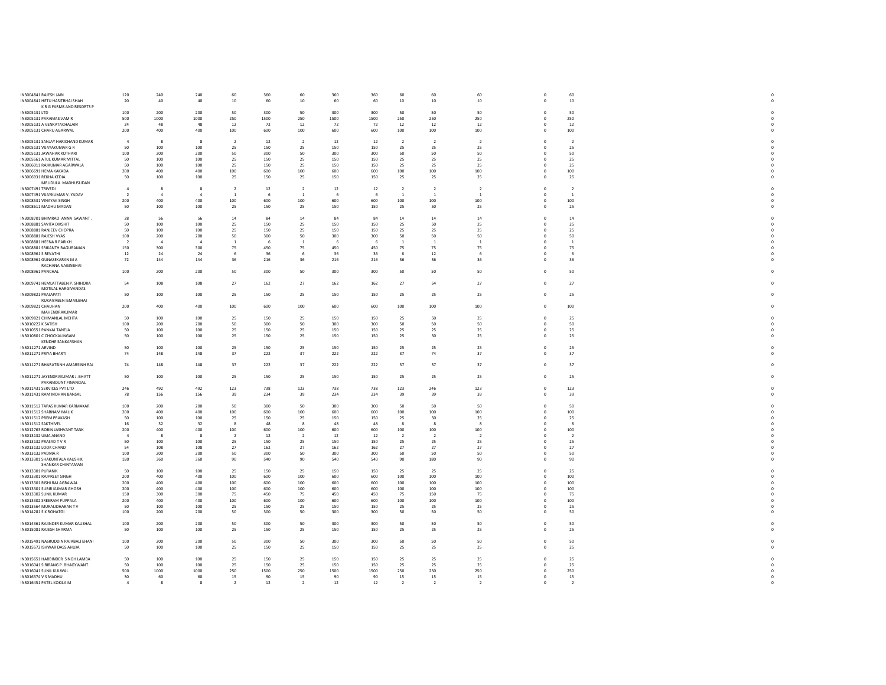| | | | | | | | | | | | | | | |
|---|---|---|---|---|---|---|---|---|---|---|---|---|---|---|
| IN3004841 RAJESH JAIN | 120 | 240 | 240 | 60 | 360 | 60 | 360 | 360 | 60 | 60 | 60 | 0 | 60 | 0 |
| IN3004841 HETU HASITBHAI SHAH | 20 | 40 | 40 | 10 | 60 | 10 | 60 | 60 | 10 | 10 | 10 | 0 | 10 | 0 |
| K R G FARMS AND RESORTS P IN3005131 LTD | 100 | 200 | 200 | 50 | 300 | 50 | 300 | 300 | 50 | 50 | 50 | 0 | 50 | 0 |
| IN3005131 PARAMASIVAM R | 500 | 1000 | 1000 | 250 | 1500 | 250 | 1500 | 1500 | 250 | 250 | 250 | 0 | 250 | 0 |
| IN3005131 A VENKATACHALAM | 24 | 48 | 48 | 12 | 72 | 12 | 72 | 72 | 12 | 12 | 12 | 0 | 12 | 0 |
| IN3005131 CHARU AGARWAL | 200 | 400 | 400 | 100 | 600 | 100 | 600 | 600 | 100 | 100 | 100 | 0 | 100 | 0 |
| IN3005131 SANJAY HARICHAND KUMAR | 4 | 8 | 8 | 2 | 12 | 2 | 12 | 12 | 2 | 2 | 2 | 0 | 2 | 0 |
| IN3005131 VIJAYAKUMAR G R | 50 | 100 | 100 | 25 | 150 | 25 | 150 | 150 | 25 | 25 | 25 | 0 | 25 | 0 |
| IN3005131 JAWAHAR KOTHARI | 100 | 200 | 200 | 50 | 300 | 50 | 300 | 300 | 50 | 50 | 50 | 0 | 50 | 0 |
| IN3005561 ATUL KUMAR MITTAL | 50 | 100 | 100 | 25 | 150 | 25 | 150 | 150 | 25 | 25 | 25 | 0 | 25 | 0 |
| IN3006011 RAJKUMAR AGARWALA | 50 | 100 | 100 | 25 | 150 | 25 | 150 | 150 | 25 | 25 | 25 | 0 | 25 | 0 |
| IN3006691 HEMA KAKADA | 200 | 400 | 400 | 100 | 600 | 100 | 600 | 600 | 100 | 100 | 100 | 0 | 100 | 0 |
| IN3006931 REKHA KEDIA | 50 | 100 | 100 | 25 | 150 | 25 | 150 | 150 | 25 | 25 | 25 | 0 | 25 | 0 |
| MRUDULA MADHUSUDAN IN3007491 TRIVEDI | 4 | 8 | 8 | 2 | 12 | 2 | 12 | 12 | 2 | 2 | 2 | 0 | 2 | 0 |
| IN3007491 VIJAYKUMAR V. YADAV | 2 | 4 | 4 | 1 | 6 | 1 | 6 | 6 | 1 | 1 | 1 | 0 | 1 | 0 |
| IN3008531 VINAYAK SINGH | 200 | 400 | 400 | 100 | 600 | 100 | 600 | 600 | 100 | 100 | 100 | 0 | 100 | 0 |
| IN3008611 MADHU MADAN | 50 | 100 | 100 | 25 | 150 | 25 | 150 | 150 | 25 | 50 | 25 | 0 | 25 | 0 |
| IN3008701 BHIMRAO ANNA SAWANT . | 28 | 56 | 56 | 14 | 84 | 14 | 84 | 84 | 14 | 14 | 14 | 0 | 14 | 0 |
| IN3008881 SAVITA DIKSHIT | 50 | 100 | 100 | 25 | 150 | 25 | 150 | 150 | 25 | 50 | 25 | 0 | 25 | 0 |
| IN3008881 RANJEEV CHOPRA | 50 | 100 | 100 | 25 | 150 | 25 | 150 | 150 | 25 | 25 | 25 | 0 | 25 | 0 |
| IN3008881 RAJESH VYAS | 100 | 200 | 200 | 50 | 300 | 50 | 300 | 300 | 50 | 50 | 50 | 0 | 50 | 0 |
| IN3008881 HEENA R PARIKH | 2 | 4 | 4 | 1 | 6 | 1 | 6 | 6 | 1 | 1 | 1 | 0 | 1 | 0 |
| IN3008881 SRIKANTH RAGURAMAN | 150 | 300 | 300 | 75 | 450 | 75 | 450 | 450 | 75 | 75 | 75 | 0 | 75 | 0 |
| IN3008961 S REVATHI | 12 | 24 | 24 | 6 | 36 | 6 | 36 | 36 | 6 | 12 | 6 | 0 | 6 | 0 |
| IN3008961 GUNASEKARAN M A | 72 | 144 | 144 | 36 | 216 | 36 | 216 | 216 | 36 | 36 | 36 | 0 | 36 | 0 |
| RACHANA NAGINBHAI IN3008961 PANCHAL | 100 | 200 | 200 | 50 | 300 | 50 | 300 | 300 | 50 | 50 | 50 | 0 | 50 | 0 |
| IN3009741 HEMLATTABEN P. SHIHORA | 54 | 108 | 108 | 27 | 162 | 27 | 162 | 162 | 27 | 54 | 27 | 0 | 27 | 0 |
| MOTILAL HARGIVANDAS IN3009821 PRAJAPATI | 50 | 100 | 100 | 25 | 150 | 25 | 150 | 150 | 25 | 25 | 25 | 0 | 25 | 0 |
| RUKAIYABEN ISMAILBHAI IN3009821 CHAUHAN | 200 | 400 | 400 | 100 | 600 | 100 | 600 | 600 | 100 | 100 | 100 | 0 | 100 | 0 |
| MAHENDRAKUMAR IN3009821 CHIMANLAL MEHTA | 50 | 100 | 100 | 25 | 150 | 25 | 150 | 150 | 25 | 50 | 25 | 0 | 25 | 0 |
| IN3010222 K SATISH | 100 | 200 | 200 | 50 | 300 | 50 | 300 | 300 | 50 | 50 | 50 | 0 | 50 | 0 |
| IN3010551 PANKAJ TANEJA | 50 | 100 | 100 | 25 | 150 | 25 | 150 | 150 | 25 | 25 | 25 | 0 | 25 | 0 |
| IN3010801 C CHOCKALINGAM | 50 | 100 | 100 | 25 | 150 | 25 | 150 | 150 | 25 | 50 | 25 | 0 | 25 | 0 |
| KENDHE SANKARSHAN IN3011271 ARVIND | 50 | 100 | 100 | 25 | 150 | 25 | 150 | 150 | 25 | 25 | 25 | 0 | 25 | 0 |
| IN3011271 PRIYA BHARTI | 74 | 148 | 148 | 37 | 222 | 37 | 222 | 222 | 37 | 74 | 37 | 0 | 37 | 0 |
| IN3011271 BHARATSINH AMARSINH RAJ | 74 | 148 | 148 | 37 | 222 | 37 | 222 | 222 | 37 | 37 | 37 | 0 | 37 | 0 |
| IN3011271 JAYENDRAKUMAR J. BHATT | 50 | 100 | 100 | 25 | 150 | 25 | 150 | 150 | 25 | 25 | 25 | 0 | 25 | 0 |
| PARAMOUNT FINANCIAL IN3011431 SERVICES PVT LTD | 246 | 492 | 492 | 123 | 738 | 123 | 738 | 738 | 123 | 246 | 123 | 0 | 123 | 0 |
| IN3011431 RAM MOHAN BANSAL | 78 | 156 | 156 | 39 | 234 | 39 | 234 | 234 | 39 | 39 | 39 | 0 | 39 | 0 |
| IN3011512 TAPAS KUMAR KARMAKAR | 100 | 200 | 200 | 50 | 300 | 50 | 300 | 300 | 50 | 50 | 50 | 0 | 50 | 0 |
| IN3011512 SHABNAM MALIK | 200 | 400 | 400 | 100 | 600 | 100 | 600 | 600 | 100 | 100 | 100 | 0 | 100 | 0 |
| IN3011512 PREM PRAKASH | 50 | 100 | 100 | 25 | 150 | 25 | 150 | 150 | 25 | 50 | 25 | 0 | 25 | 0 |
| IN3011512 SAKTHIVEL | 16 | 32 | 32 | 8 | 48 | 8 | 48 | 48 | 8 | 8 | 8 | 0 | 8 | 0 |
| IN3012763 ROBIN JASHVANT TANK | 200 | 400 | 400 | 100 | 600 | 100 | 600 | 600 | 100 | 100 | 100 | 0 | 100 | 0 |
| IN3013132 UMA ANAND | 4 | 8 | 8 | 2 | 12 | 2 | 12 | 12 | 2 | 2 | 2 | 0 | 2 | 0 |
| IN3013132 PRASAD T V R | 50 | 100 | 100 | 25 | 150 | 25 | 150 | 150 | 25 | 25 | 25 | 0 | 25 | 0 |
| IN3013132 LOOK CHAND | 54 | 108 | 108 | 27 | 162 | 27 | 162 | 162 | 27 | 27 | 27 | 0 | 27 | 0 |
| IN3013132 PADMA R | 100 | 200 | 200 | 50 | 300 | 50 | 300 | 300 | 50 | 50 | 50 | 0 | 50 | 0 |
| IN3013301 SHAKUNTALA KAUSHIK | 180 | 360 | 360 | 90 | 540 | 90 | 540 | 540 | 90 | 180 | 90 | 0 | 90 | 0 |
| SHANKAR CHINTAMAN IN3013301 PURANIK | 50 | 100 | 100 | 25 | 150 | 25 | 150 | 150 | 25 | 25 | 25 | 0 | 25 | 0 |
| IN3013301 RAJPREET SINGH | 200 | 400 | 400 | 100 | 600 | 100 | 600 | 600 | 100 | 100 | 100 | 0 | 100 | 0 |
| IN3013301 RISHI RAJ AGRAWAL | 200 | 400 | 400 | 100 | 600 | 100 | 600 | 600 | 100 | 100 | 100 | 0 | 100 | 0 |
| IN3013301 SUBIR KUMAR GHOSH | 200 | 400 | 400 | 100 | 600 | 100 | 600 | 600 | 100 | 100 | 100 | 0 | 100 | 0 |
| IN3013302 SUNIL KUMAR | 150 | 300 | 300 | 75 | 450 | 75 | 450 | 450 | 75 | 150 | 75 | 0 | 75 | 0 |
| IN3013302 SREERAM PUPPALA | 200 | 400 | 400 | 100 | 600 | 100 | 600 | 600 | 100 | 100 | 100 | 0 | 100 | 0 |
| IN3013564 MURALIDHARAN T V | 50 | 100 | 100 | 25 | 150 | 25 | 150 | 150 | 25 | 25 | 25 | 0 | 25 | 0 |
| IN3014281 S K ROHATGI | 100 | 200 | 200 | 50 | 300 | 50 | 300 | 300 | 50 | 50 | 50 | 0 | 50 | 0 |
| IN3014361 RAJINDER KUMAR KAUSHAL | 100 | 200 | 200 | 50 | 300 | 50 | 300 | 300 | 50 | 50 | 50 | 0 | 50 | 0 |
| IN3015081 RAJESH SHARMA | 50 | 100 | 100 | 25 | 150 | 25 | 150 | 150 | 25 | 25 | 25 | 0 | 25 | 0 |
| IN3015491 NASRUDDIN RAJABALI EHANI | 100 | 200 | 200 | 50 | 300 | 50 | 300 | 300 | 50 | 50 | 50 | 0 | 50 | 0 |
| IN3015572 ISHWAR DASS AHUJA | 50 | 100 | 100 | 25 | 150 | 25 | 150 | 150 | 25 | 25 | 25 | 0 | 25 | 0 |
| IN3015651 HARBINDER SINGH LAMBA | 50 | 100 | 100 | 25 | 150 | 25 | 150 | 150 | 25 | 25 | 25 | 0 | 25 | 0 |
| IN3016041 SIRIRANG P. BHAGYWANT | 50 | 100 | 100 | 25 | 150 | 25 | 150 | 150 | 25 | 25 | 25 | 0 | 25 | 0 |
| IN3016041 SUNIL KULWAL | 500 | 1000 | 1000 | 250 | 1500 | 250 | 1500 | 1500 | 250 | 250 | 250 | 0 | 250 | 0 |
| IN3016374 V S MADHU | 30 | 60 | 60 | 15 | 90 | 15 | 90 | 90 | 15 | 15 | 15 | 0 | 15 | 0 |
| IN3016451 PATEL KOKILA M | 4 | 8 | 8 | 2 | 12 | 2 | 12 | 12 | 2 | 2 | 2 | 0 | 2 | 0 |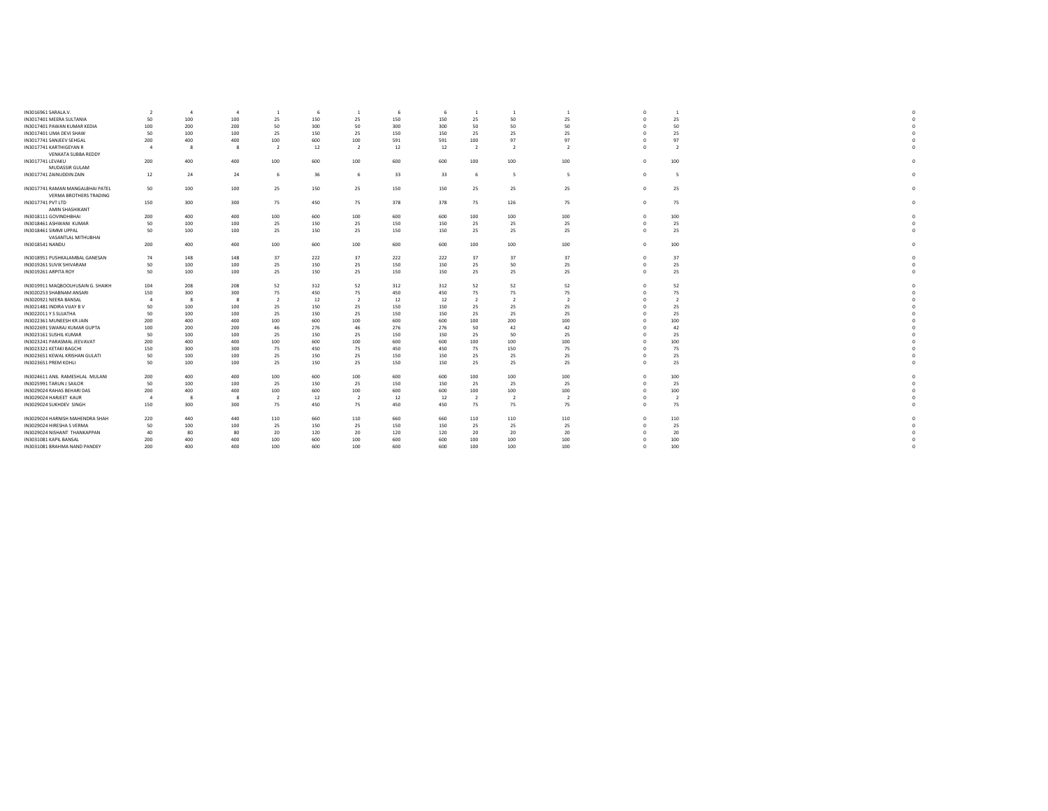| | | | | | | | | | | | | | | |
|---|---|---|---|---|---|---|---|---|---|---|---|---|---|---|
| IN3016961 SARALA.V. | 2 | 4 | 4 | 1 | 6 | 1 | 6 | 6 | 1 | 1 | 1 | 0 | 1 | 0 |
| IN3017401 MEERA SULTANIA | 50 | 100 | 100 | 25 | 150 | 25 | 150 | 150 | 25 | 50 | 25 | 0 | 25 | 0 |
| IN3017401 PAWAN KUMAR KEDIA | 100 | 200 | 200 | 50 | 300 | 50 | 300 | 300 | 50 | 50 | 50 | 0 | 50 | 0 |
| IN3017401 UMA DEVI SHAW | 50 | 100 | 100 | 25 | 150 | 25 | 150 | 150 | 25 | 25 | 25 | 0 | 25 | 0 |
| IN3017741 SANJEEV SEHGAL | 200 | 400 | 400 | 100 | 600 | 100 | 591 | 591 | 100 | 97 | 97 | 0 | 97 | 0 |
| IN3017741 KARTHIGEYAN R | 4 | 8 | 8 | 2 | 12 | 2 | 12 | 12 | 2 | 2 | 2 | 0 | 2 | 0 |
| IN3017741 VENKATA SUBBA REDDY LEVAKU | 200 | 400 | 400 | 100 | 600 | 100 | 600 | 600 | 100 | 100 | 100 | 0 | 100 | 0 |
| IN3017741 MUDASSIR GULAM ZAINUDDIN ZAIN | 12 | 24 | 24 | 6 | 36 | 6 | 33 | 33 | 6 | 5 | 5 | 0 | 5 | 0 |
| IN3017741 RAMAN MANGALBHAI PATEL | 50 | 100 | 100 | 25 | 150 | 25 | 150 | 150 | 25 | 25 | 25 | 0 | 25 | 0 |
| IN3017741 VERMA BROTHERS TRADING PVT LTD | 150 | 300 | 300 | 75 | 450 | 75 | 378 | 378 | 75 | 126 | 75 | 0 | 75 | 0 |
| IN3018111 AMIN SHASHIKANT GOVINDHBHAI | 200 | 400 | 400 | 100 | 600 | 100 | 600 | 600 | 100 | 100 | 100 | 0 | 100 | 0 |
| IN3018461 ASHWANI KUMAR | 50 | 100 | 100 | 25 | 150 | 25 | 150 | 150 | 25 | 25 | 25 | 0 | 25 | 0 |
| IN3018461 SIMMI UPPAL | 50 | 100 | 100 | 25 | 150 | 25 | 150 | 150 | 25 | 25 | 25 | 0 | 25 | 0 |
| IN3018541 VASANTLAL MITHUBHAI NANDU | 200 | 400 | 400 | 100 | 600 | 100 | 600 | 600 | 100 | 100 | 100 | 0 | 100 | 0 |
| IN3018951 PUSHKALAMBAL GANESAN | 74 | 148 | 148 | 37 | 222 | 37 | 222 | 222 | 37 | 37 | 37 | 0 | 37 | 0 |
| IN3019261 SUVIK SHIVARAM | 50 | 100 | 100 | 25 | 150 | 25 | 150 | 150 | 25 | 50 | 25 | 0 | 25 | 0 |
| IN3019261 ARPITA ROY | 50 | 100 | 100 | 25 | 150 | 25 | 150 | 150 | 25 | 25 | 25 | 0 | 25 | 0 |
| IN3019911 MAQBOOLHUSAIN G. SHAIKH | 104 | 208 | 208 | 52 | 312 | 52 | 312 | 312 | 52 | 52 | 52 | 0 | 52 | 0 |
| IN3020253 SHABNAM ANSARI | 150 | 300 | 300 | 75 | 450 | 75 | 450 | 450 | 75 | 75 | 75 | 0 | 75 | 0 |
| IN3020921 NEERA BANSAL | 4 | 8 | 8 | 2 | 12 | 2 | 12 | 12 | 2 | 2 | 2 | 0 | 2 | 0 |
| IN3021481 INDIRA VIJAY B V | 50 | 100 | 100 | 25 | 150 | 25 | 150 | 150 | 25 | 25 | 25 | 0 | 25 | 0 |
| IN3022011 Y S SUJATHA | 50 | 100 | 100 | 25 | 150 | 25 | 150 | 150 | 25 | 25 | 25 | 0 | 25 | 0 |
| IN3022361 MUNEESH KR JAIN | 200 | 400 | 400 | 100 | 600 | 100 | 600 | 600 | 100 | 200 | 100 | 0 | 100 | 0 |
| IN3022691 SWARAJ KUMAR GUPTA | 100 | 200 | 200 | 46 | 276 | 46 | 276 | 276 | 50 | 42 | 42 | 0 | 42 | 0 |
| IN3023161 SUSHIL KUMAR | 50 | 100 | 100 | 25 | 150 | 25 | 150 | 150 | 25 | 50 | 25 | 0 | 25 | 0 |
| IN3023241 PARASMAL JEEVAVAT | 200 | 400 | 400 | 100 | 600 | 100 | 600 | 600 | 100 | 100 | 100 | 0 | 100 | 0 |
| IN3023321 KETAKI BAGCHI | 150 | 300 | 300 | 75 | 450 | 75 | 450 | 450 | 75 | 150 | 75 | 0 | 75 | 0 |
| IN3023651 KEWAL KRISHAN GULATI | 50 | 100 | 100 | 25 | 150 | 25 | 150 | 150 | 25 | 25 | 25 | 0 | 25 | 0 |
| IN3023651 PREM KOHLI | 50 | 100 | 100 | 25 | 150 | 25 | 150 | 150 | 25 | 25 | 25 | 0 | 25 | 0 |
| IN3024611 ANIL RAMESHLAL MULANI | 200 | 400 | 400 | 100 | 600 | 100 | 600 | 600 | 100 | 100 | 100 | 0 | 100 | 0 |
| IN3025991 TARUN J SAILOR | 50 | 100 | 100 | 25 | 150 | 25 | 150 | 150 | 25 | 25 | 25 | 0 | 25 | 0 |
| IN3029024 RAHAS BEHARI DAS | 200 | 400 | 400 | 100 | 600 | 100 | 600 | 600 | 100 | 100 | 100 | 0 | 100 | 0 |
| IN3029024 HARJEET KAUR | 4 | 8 | 8 | 2 | 12 | 2 | 12 | 12 | 2 | 2 | 2 | 0 | 2 | 0 |
| IN3029024 SUKHDEV SINGH | 150 | 300 | 300 | 75 | 450 | 75 | 450 | 450 | 75 | 75 | 75 | 0 | 75 | 0 |
| IN3029024 HARNISH MAHENDRA SHAH | 220 | 440 | 440 | 110 | 660 | 110 | 660 | 660 | 110 | 110 | 110 | 0 | 110 | 0 |
| IN3029024 HIRESHA S VERMA | 50 | 100 | 100 | 25 | 150 | 25 | 150 | 150 | 25 | 25 | 25 | 0 | 25 | 0 |
| IN3029024 NISHANT THANKAPPAN | 40 | 80 | 80 | 20 | 120 | 20 | 120 | 120 | 20 | 20 | 20 | 0 | 20 | 0 |
| IN3031081 KAPIL BANSAL | 200 | 400 | 400 | 100 | 600 | 100 | 600 | 600 | 100 | 100 | 100 | 0 | 100 | 0 |
| IN3031081 BRAHMA NAND PANDEY | 200 | 400 | 400 | 100 | 600 | 100 | 600 | 600 | 100 | 100 | 100 | 0 | 100 | 0 |